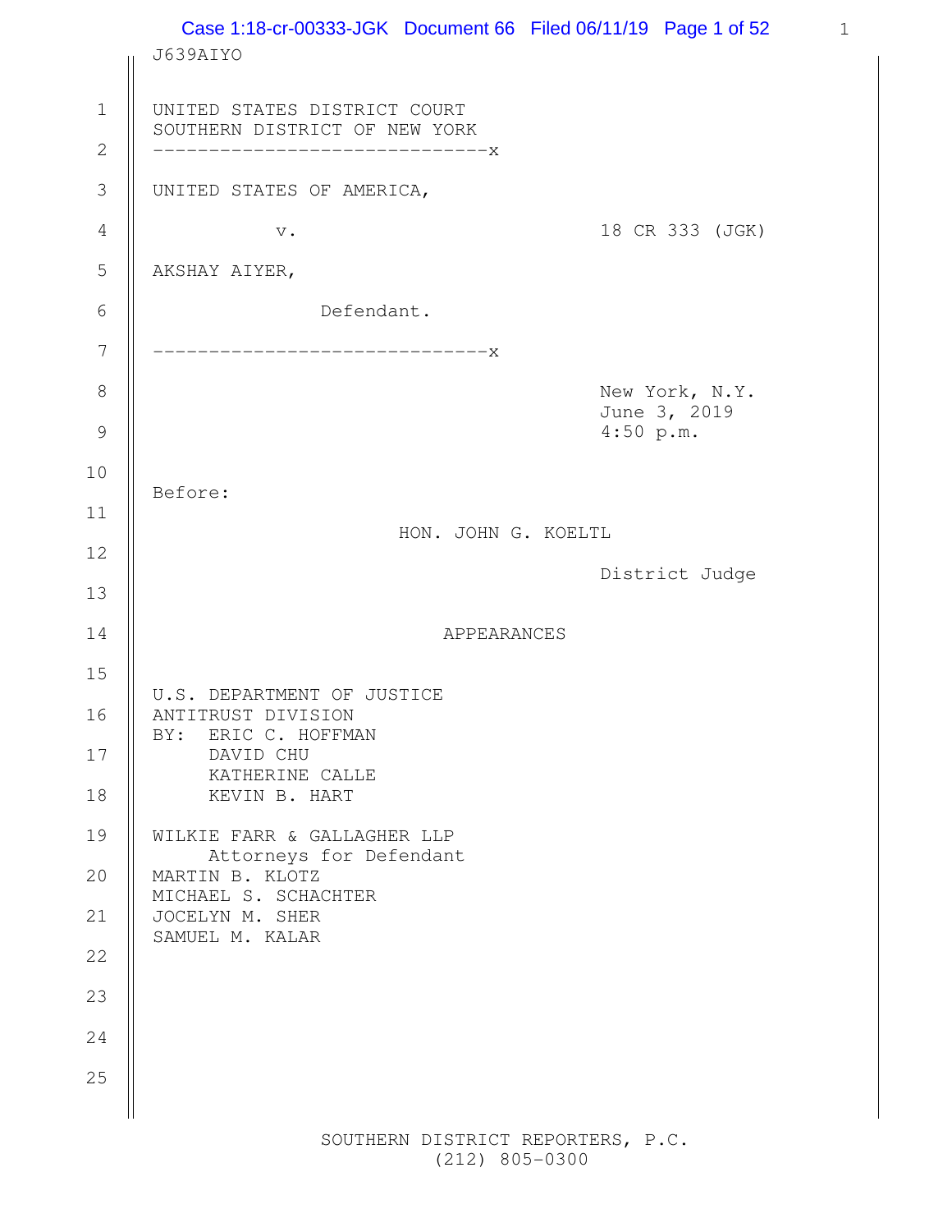J639AIYO

UNITED STATES DISTRICT COURT
SOUTHERN DISTRICT OF NEW YORK

------------------------------x

UNITED STATES OF AMERICA,

v. 18 CR 333 (JGK)

AKSHAY AIYER,

Defendant.

------------------------------x

New York, N.Y.
June 3, 2019
4:50 p.m.

Before:

HON. JOHN G. KOELTL

District Judge

APPEARANCES

U.S. DEPARTMENT OF JUSTICE
ANTITRUST DIVISION
BY: ERIC C. HOFFMAN
DAVID CHU
KATHERINE CALLE
KEVIN B. HART

WILKIE FARR & GALLAGHER LLP
Attorneys for Defendant
MARTIN B. KLOTZ
MICHAEL S. SCHACHTER
JOCELYN M. SHER
SAMUEL M. KALAR

SOUTHERN DISTRICT REPORTERS, P.C.
(212) 805-0300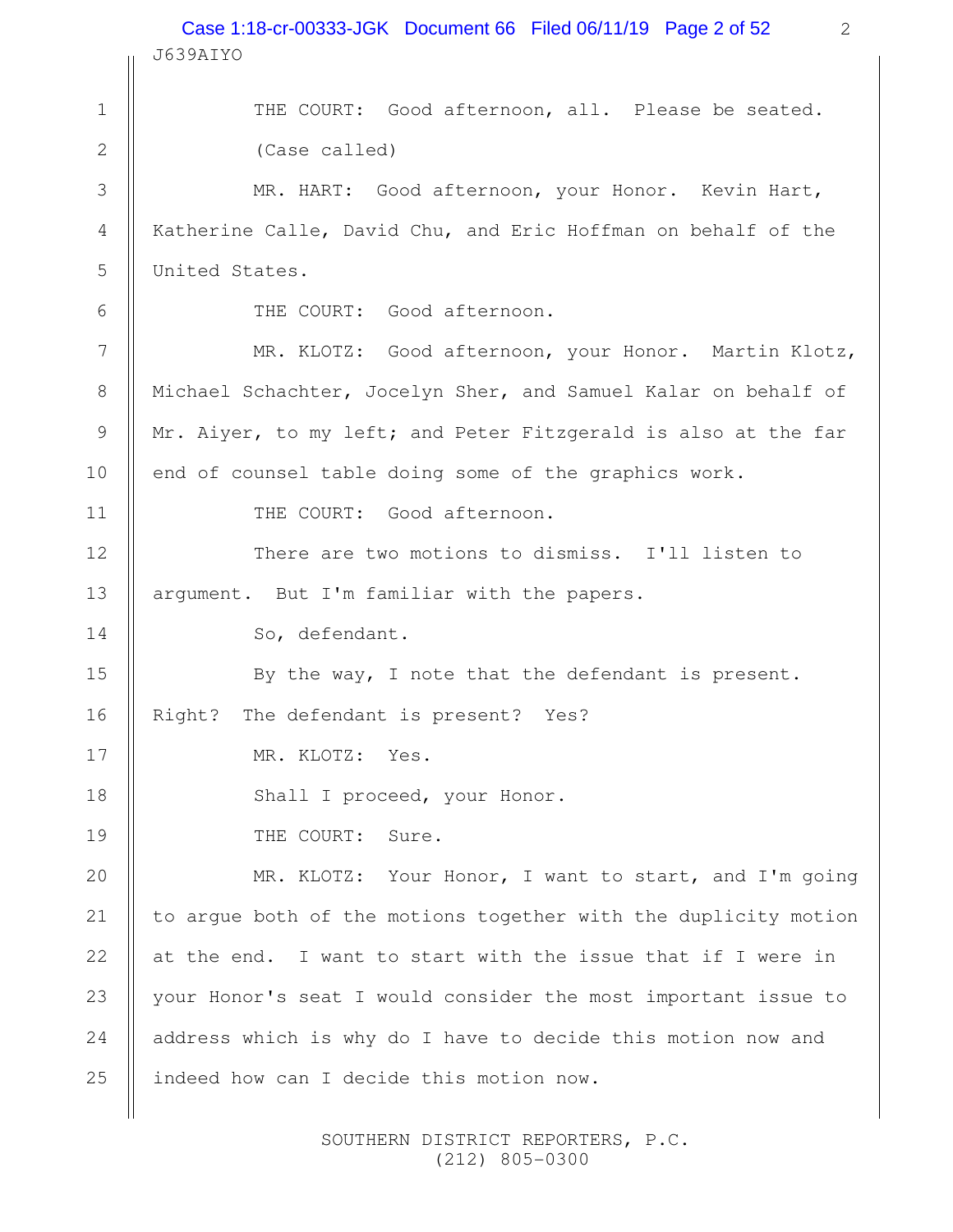THE COURT: Good afternoon, all. Please be seated.

(Case called)

MR. HART: Good afternoon, your Honor. Kevin Hart, Katherine Calle, David Chu, and Eric Hoffman on behalf of the United States.

THE COURT: Good afternoon.

MR. KLOTZ: Good afternoon, your Honor. Martin Klotz, Michael Schachter, Jocelyn Sher, and Samuel Kalar on behalf of Mr. Aiyer, to my left; and Peter Fitzgerald is also at the far end of counsel table doing some of the graphics work.

THE COURT: Good afternoon.

There are two motions to dismiss. I'll listen to argument. But I'm familiar with the papers.

So, defendant.

By the way, I note that the defendant is present. Right? The defendant is present? Yes?

MR. KLOTZ: Yes.

Shall I proceed, your Honor.

THE COURT: Sure.

MR. KLOTZ: Your Honor, I want to start, and I'm going to argue both of the motions together with the duplicity motion at the end. I want to start with the issue that if I were in your Honor's seat I would consider the most important issue to address which is why do I have to decide this motion now and indeed how can I decide this motion now.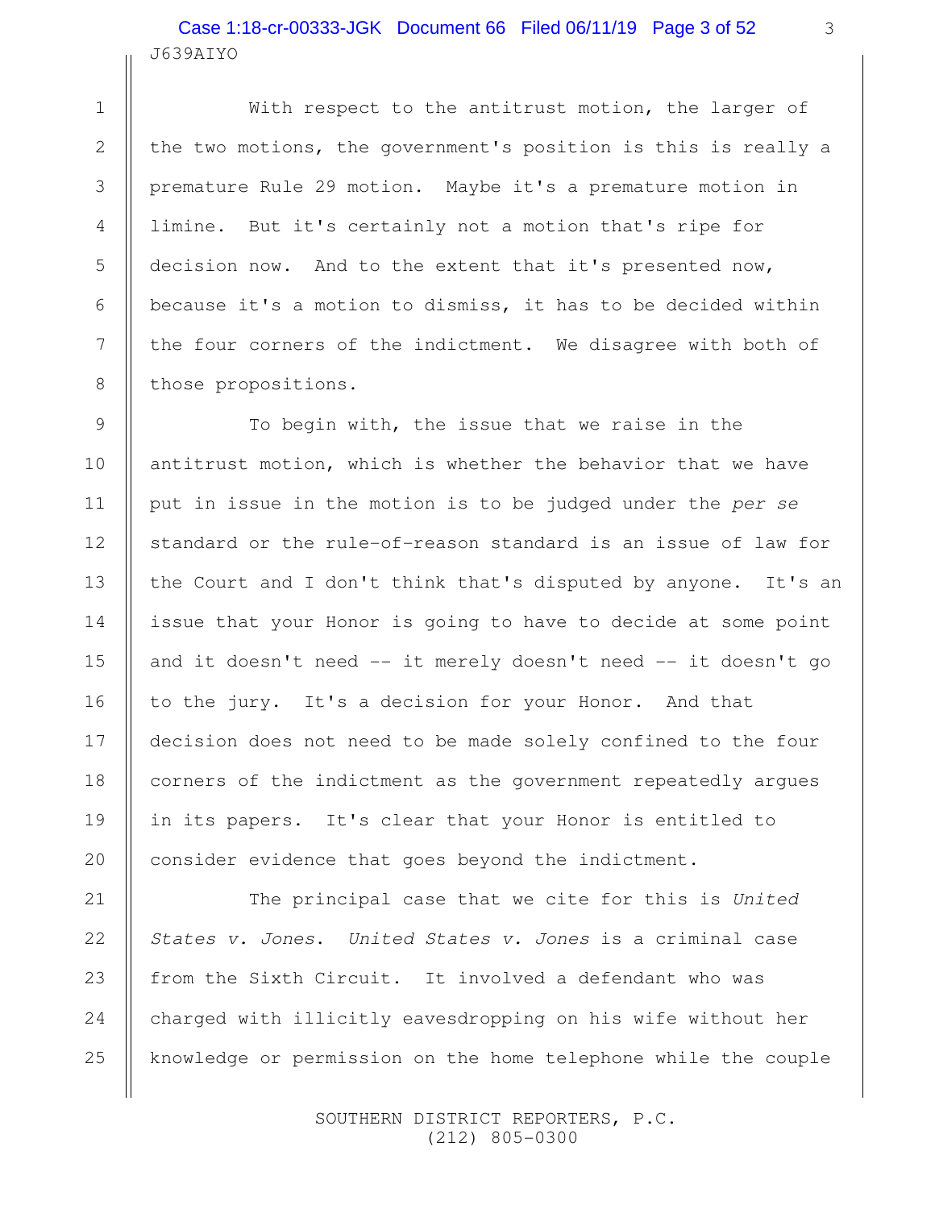With respect to the antitrust motion, the larger of the two motions, the government's position is this is really a premature Rule 29 motion. Maybe it's a premature motion in limine. But it's certainly not a motion that's ripe for decision now. And to the extent that it's presented now, because it's a motion to dismiss, it has to be decided within the four corners of the indictment. We disagree with both of those propositions.

To begin with, the issue that we raise in the antitrust motion, which is whether the behavior that we have put in issue in the motion is to be judged under the *per se* standard or the rule-of-reason standard is an issue of law for the Court and I don't think that's disputed by anyone. It's an issue that your Honor is going to have to decide at some point and it doesn't need -- it merely doesn't need -- it doesn't go to the jury. It's a decision for your Honor. And that decision does not need to be made solely confined to the four corners of the indictment as the government repeatedly argues in its papers. It's clear that your Honor is entitled to consider evidence that goes beyond the indictment.

The principal case that we cite for this is *United States v. Jones*. *United States v. Jones* is a criminal case from the Sixth Circuit. It involved a defendant who was charged with illicitly eavesdropping on his wife without her knowledge or permission on the home telephone while the couple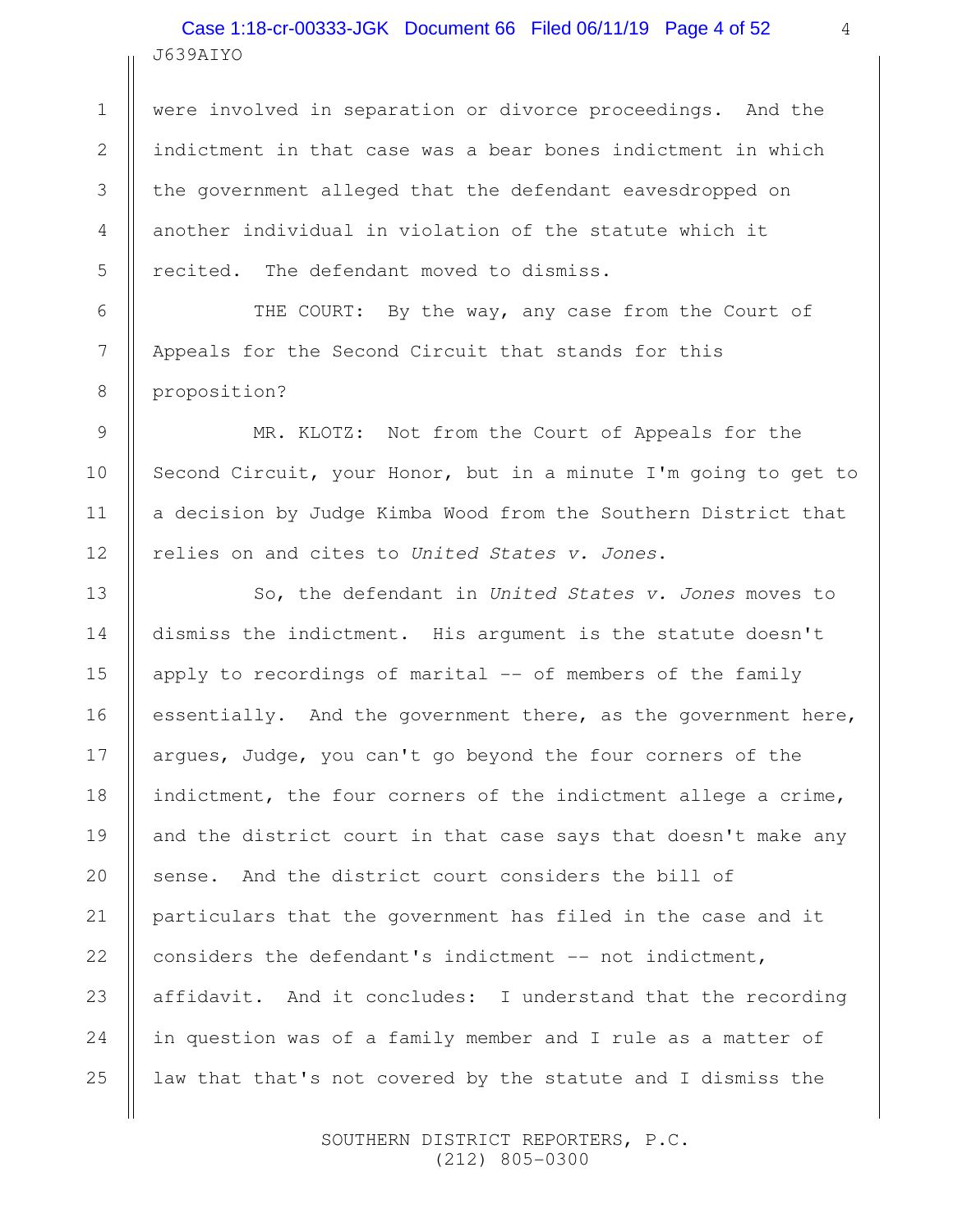were involved in separation or divorce proceedings. And the indictment in that case was a bear bones indictment in which the government alleged that the defendant eavesdropped on another individual in violation of the statute which it recited. The defendant moved to dismiss.

THE COURT: By the way, any case from the Court of Appeals for the Second Circuit that stands for this proposition?

MR. KLOTZ: Not from the Court of Appeals for the Second Circuit, your Honor, but in a minute I'm going to get to a decision by Judge Kimba Wood from the Southern District that relies on and cites to *United States v. Jones*.

So, the defendant in *United States v. Jones* moves to dismiss the indictment. His argument is the statute doesn't apply to recordings of marital -- of members of the family essentially. And the government there, as the government here, argues, Judge, you can't go beyond the four corners of the indictment, the four corners of the indictment allege a crime, and the district court in that case says that doesn't make any sense. And the district court considers the bill of particulars that the government has filed in the case and it considers the defendant's indictment -- not indictment, affidavit. And it concludes: I understand that the recording in question was of a family member and I rule as a matter of law that that's not covered by the statute and I dismiss the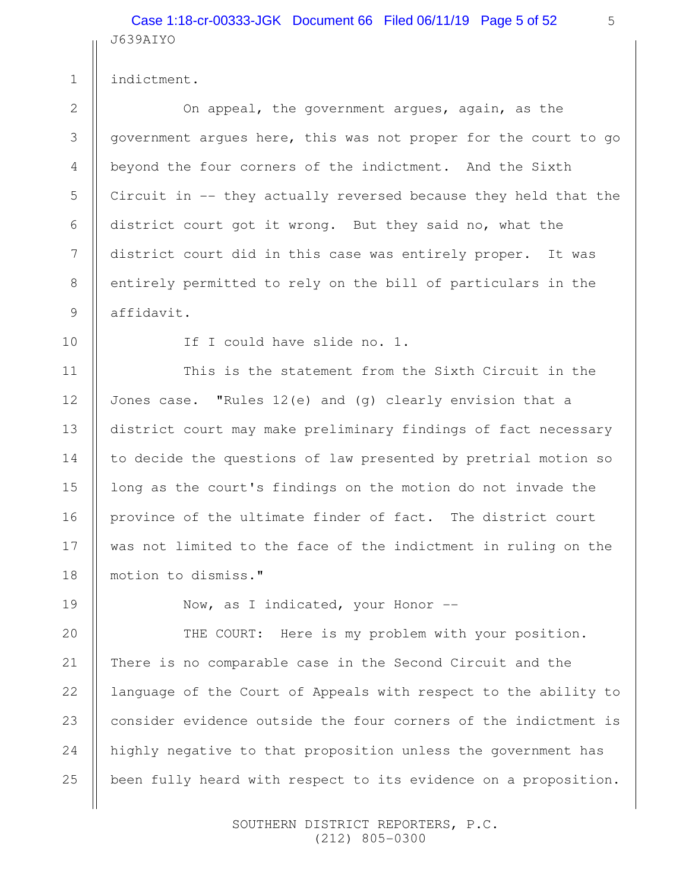indictment.

On appeal, the government argues, again, as the government argues here, this was not proper for the court to go beyond the four corners of the indictment. And the Sixth Circuit in -- they actually reversed because they held that the district court got it wrong. But they said no, what the district court did in this case was entirely proper. It was entirely permitted to rely on the bill of particulars in the affidavit.

If I could have slide no. 1.

This is the statement from the Sixth Circuit in the Jones case. "Rules 12(e) and (g) clearly envision that a district court may make preliminary findings of fact necessary to decide the questions of law presented by pretrial motion so long as the court's findings on the motion do not invade the province of the ultimate finder of fact. The district court was not limited to the face of the indictment in ruling on the motion to dismiss."

Now, as I indicated, your Honor --

THE COURT: Here is my problem with your position. There is no comparable case in the Second Circuit and the language of the Court of Appeals with respect to the ability to consider evidence outside the four corners of the indictment is highly negative to that proposition unless the government has been fully heard with respect to its evidence on a proposition.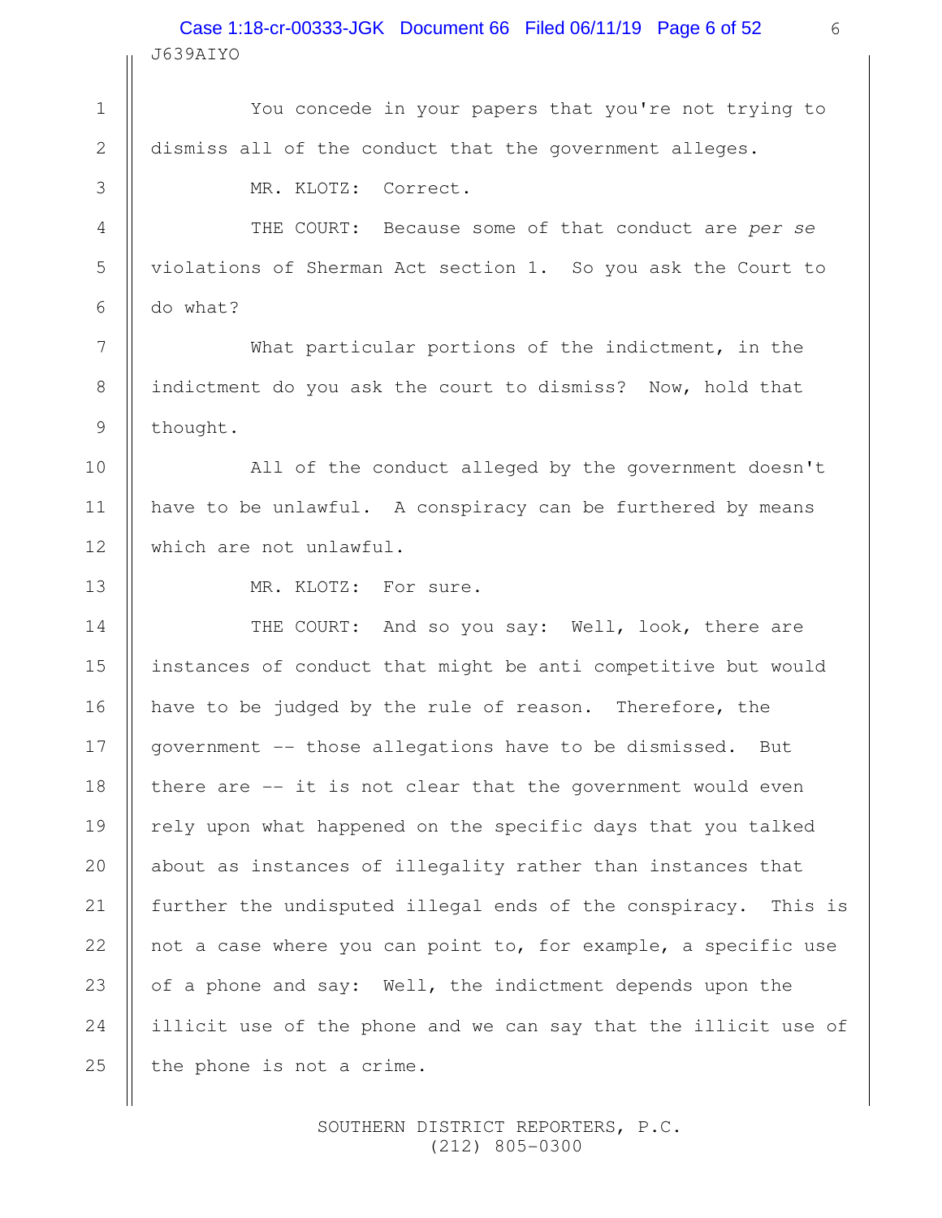You concede in your papers that you're not trying to dismiss all of the conduct that the government alleges.

MR. KLOTZ: Correct.

THE COURT: Because some of that conduct are *per se* violations of Sherman Act section 1. So you ask the Court to do what?

What particular portions of the indictment, in the indictment do you ask the court to dismiss? Now, hold that thought.

All of the conduct alleged by the government doesn't have to be unlawful. A conspiracy can be furthered by means which are not unlawful.

MR. KLOTZ: For sure.

THE COURT: And so you say: Well, look, there are instances of conduct that might be anti competitive but would have to be judged by the rule of reason. Therefore, the government -- those allegations have to be dismissed. But there are -- it is not clear that the government would even rely upon what happened on the specific days that you talked about as instances of illegality rather than instances that further the undisputed illegal ends of the conspiracy. This is not a case where you can point to, for example, a specific use of a phone and say: Well, the indictment depends upon the illicit use of the phone and we can say that the illicit use of the phone is not a crime.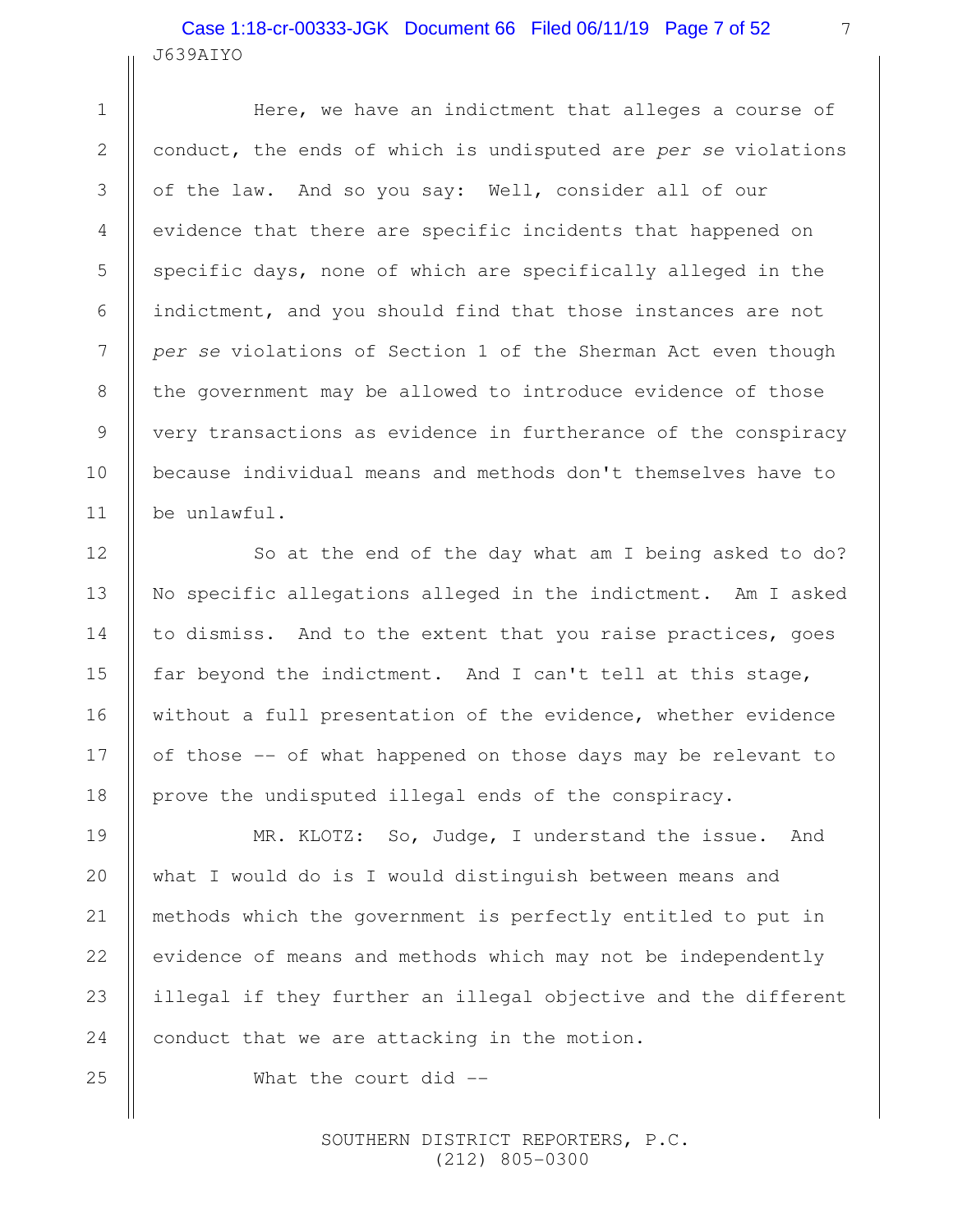Here, we have an indictment that alleges a course of conduct, the ends of which is undisputed are *per se* violations of the law. And so you say: Well, consider all of our evidence that there are specific incidents that happened on specific days, none of which are specifically alleged in the indictment, and you should find that those instances are not *per se* violations of Section 1 of the Sherman Act even though the government may be allowed to introduce evidence of those very transactions as evidence in furtherance of the conspiracy because individual means and methods don't themselves have to be unlawful.

So at the end of the day what am I being asked to do? No specific allegations alleged in the indictment. Am I asked to dismiss. And to the extent that you raise practices, goes far beyond the indictment. And I can't tell at this stage, without a full presentation of the evidence, whether evidence of those -- of what happened on those days may be relevant to prove the undisputed illegal ends of the conspiracy.

MR. KLOTZ: So, Judge, I understand the issue. And what I would do is I would distinguish between means and methods which the government is perfectly entitled to put in evidence of means and methods which may not be independently illegal if they further an illegal objective and the different conduct that we are attacking in the motion.

What the court did --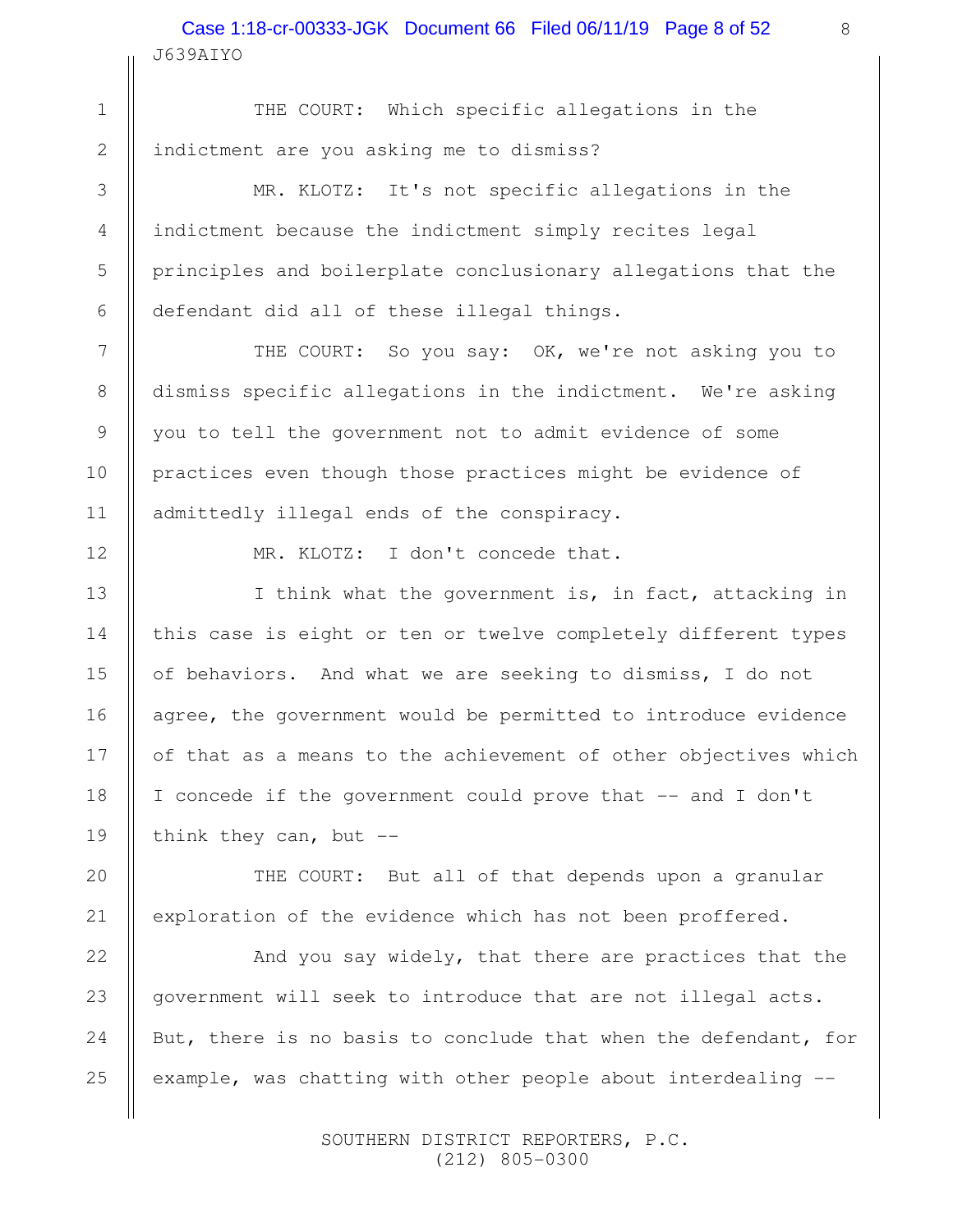THE COURT: Which specific allegations in the indictment are you asking me to dismiss?

MR. KLOTZ: It's not specific allegations in the indictment because the indictment simply recites legal principles and boilerplate conclusionary allegations that the defendant did all of these illegal things.

THE COURT: So you say: OK, we're not asking you to dismiss specific allegations in the indictment. We're asking you to tell the government not to admit evidence of some practices even though those practices might be evidence of admittedly illegal ends of the conspiracy.

MR. KLOTZ: I don't concede that.

I think what the government is, in fact, attacking in this case is eight or ten or twelve completely different types of behaviors. And what we are seeking to dismiss, I do not agree, the government would be permitted to introduce evidence of that as a means to the achievement of other objectives which I concede if the government could prove that -- and I don't think they can, but --

THE COURT: But all of that depends upon a granular exploration of the evidence which has not been proffered.

And you say widely, that there are practices that the government will seek to introduce that are not illegal acts. But, there is no basis to conclude that when the defendant, for example, was chatting with other people about interdealing --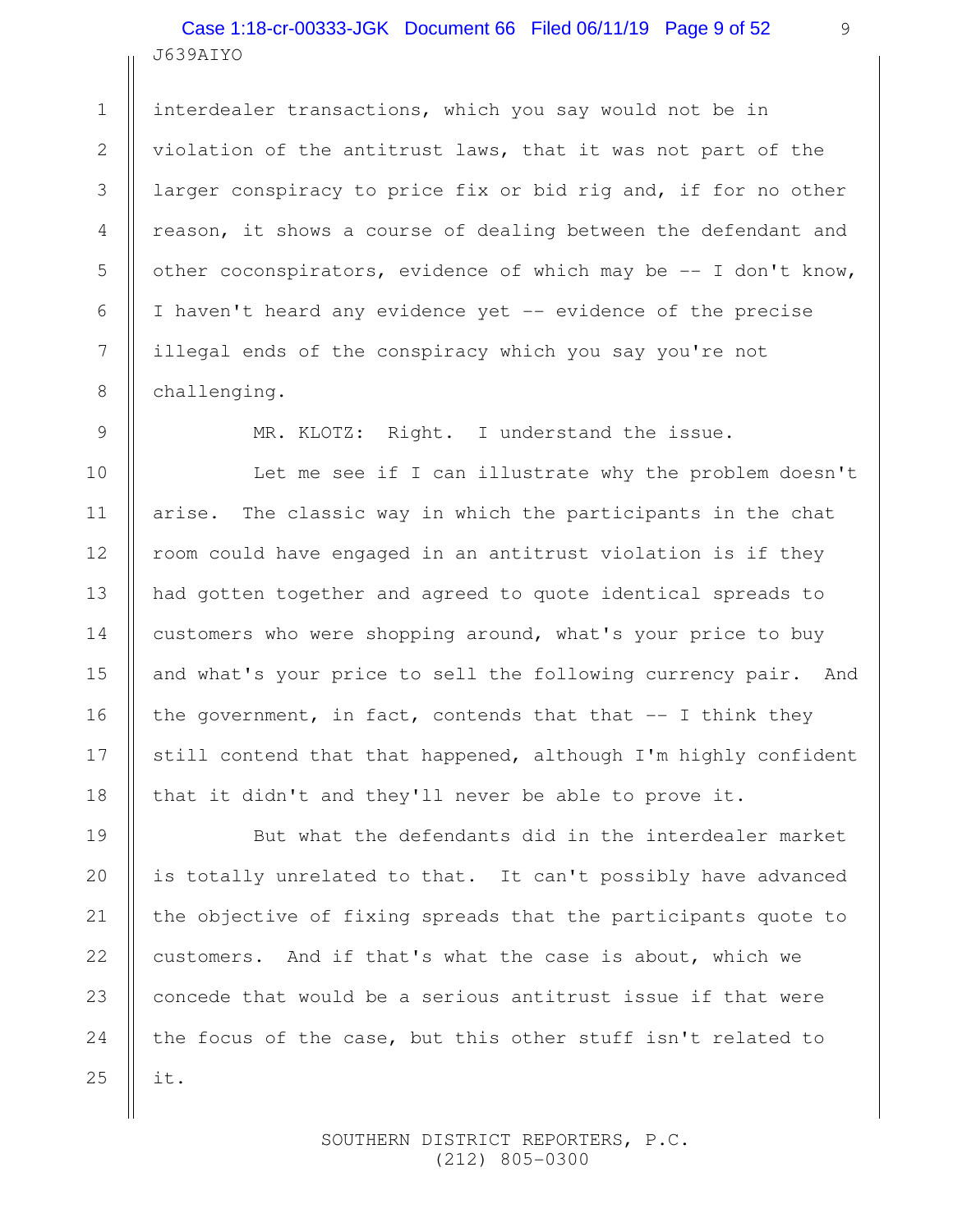interdealer transactions, which you say would not be in violation of the antitrust laws, that it was not part of the larger conspiracy to price fix or bid rig and, if for no other reason, it shows a course of dealing between the defendant and other coconspirators, evidence of which may be -- I don't know, I haven't heard any evidence yet -- evidence of the precise illegal ends of the conspiracy which you say you're not challenging.

MR. KLOTZ: Right. I understand the issue.

Let me see if I can illustrate why the problem doesn't arise. The classic way in which the participants in the chat room could have engaged in an antitrust violation is if they had gotten together and agreed to quote identical spreads to customers who were shopping around, what's your price to buy and what's your price to sell the following currency pair. And the government, in fact, contends that that -- I think they still contend that that happened, although I'm highly confident that it didn't and they'll never be able to prove it.

But what the defendants did in the interdealer market is totally unrelated to that. It can't possibly have advanced the objective of fixing spreads that the participants quote to customers. And if that's what the case is about, which we concede that would be a serious antitrust issue if that were the focus of the case, but this other stuff isn't related to it.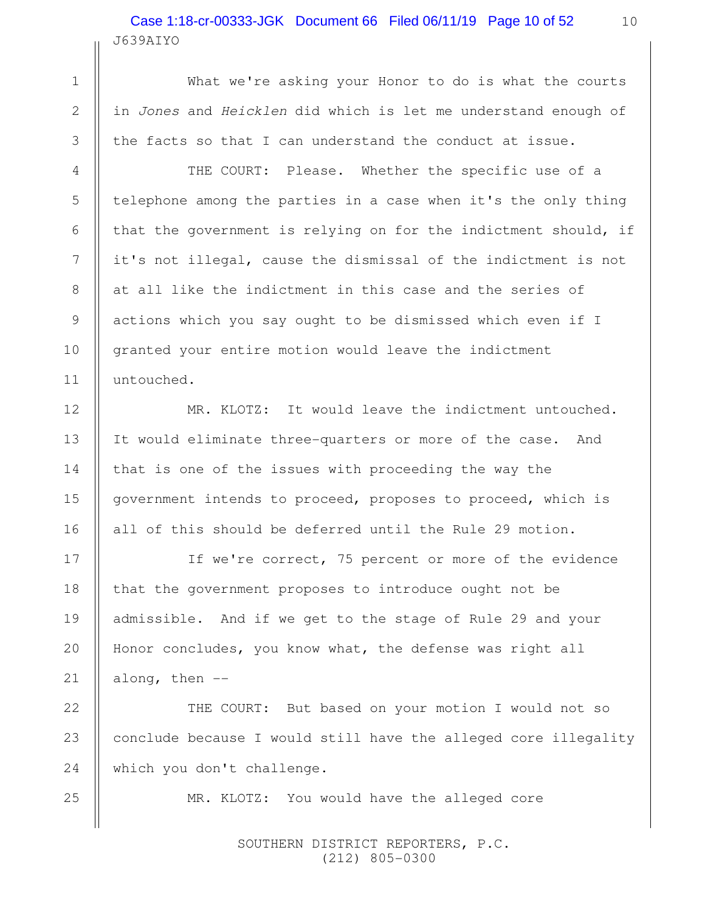What we're asking your Honor to do is what the courts in *Jones* and *Heicklen* did which is let me understand enough of the facts so that I can understand the conduct at issue.

THE COURT: Please. Whether the specific use of a telephone among the parties in a case when it's the only thing that the government is relying on for the indictment should, if it's not illegal, cause the dismissal of the indictment is not at all like the indictment in this case and the series of actions which you say ought to be dismissed which even if I granted your entire motion would leave the indictment untouched.

MR. KLOTZ: It would leave the indictment untouched. It would eliminate three-quarters or more of the case. And that is one of the issues with proceeding the way the government intends to proceed, proposes to proceed, which is all of this should be deferred until the Rule 29 motion.

If we're correct, 75 percent or more of the evidence that the government proposes to introduce ought not be admissible. And if we get to the stage of Rule 29 and your Honor concludes, you know what, the defense was right all along, then --

THE COURT: But based on your motion I would not so conclude because I would still have the alleged core illegality which you don't challenge.

MR. KLOTZ: You would have the alleged core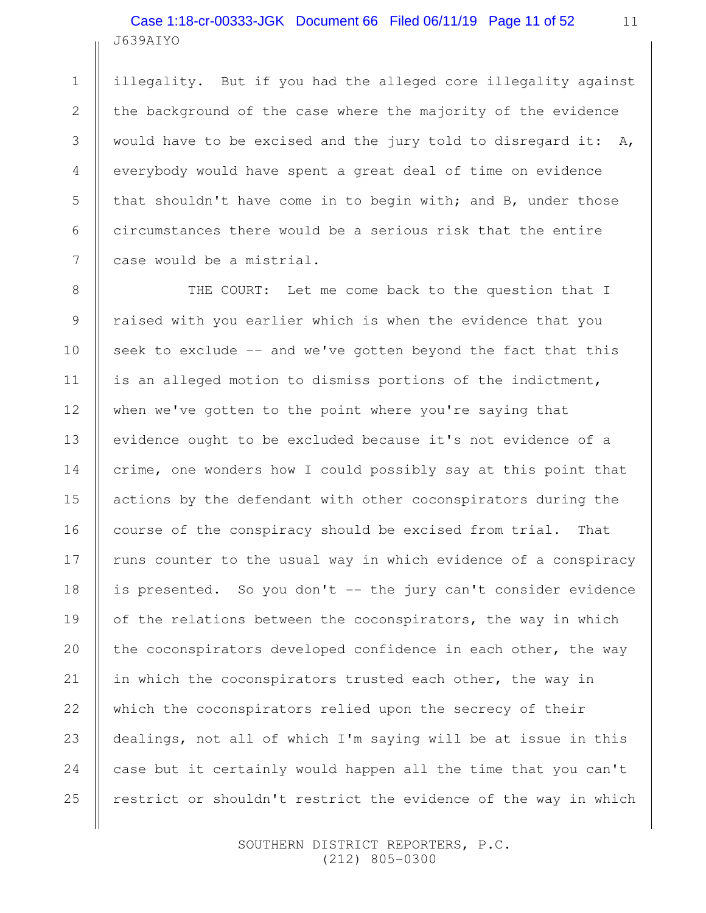illegality. But if you had the alleged core illegality against the background of the case where the majority of the evidence would have to be excised and the jury told to disregard it: A, everybody would have spent a great deal of time on evidence that shouldn't have come in to begin with; and B, under those circumstances there would be a serious risk that the entire case would be a mistrial.

THE COURT: Let me come back to the question that I raised with you earlier which is when the evidence that you seek to exclude -- and we've gotten beyond the fact that this is an alleged motion to dismiss portions of the indictment, when we've gotten to the point where you're saying that evidence ought to be excluded because it's not evidence of a crime, one wonders how I could possibly say at this point that actions by the defendant with other coconspirators during the course of the conspiracy should be excised from trial. That runs counter to the usual way in which evidence of a conspiracy is presented. So you don't -- the jury can't consider evidence of the relations between the coconspirators, the way in which the coconspirators developed confidence in each other, the way in which the coconspirators trusted each other, the way in which the coconspirators relied upon the secrecy of their dealings, not all of which I'm saying will be at issue in this case but it certainly would happen all the time that you can't restrict or shouldn't restrict the evidence of the way in which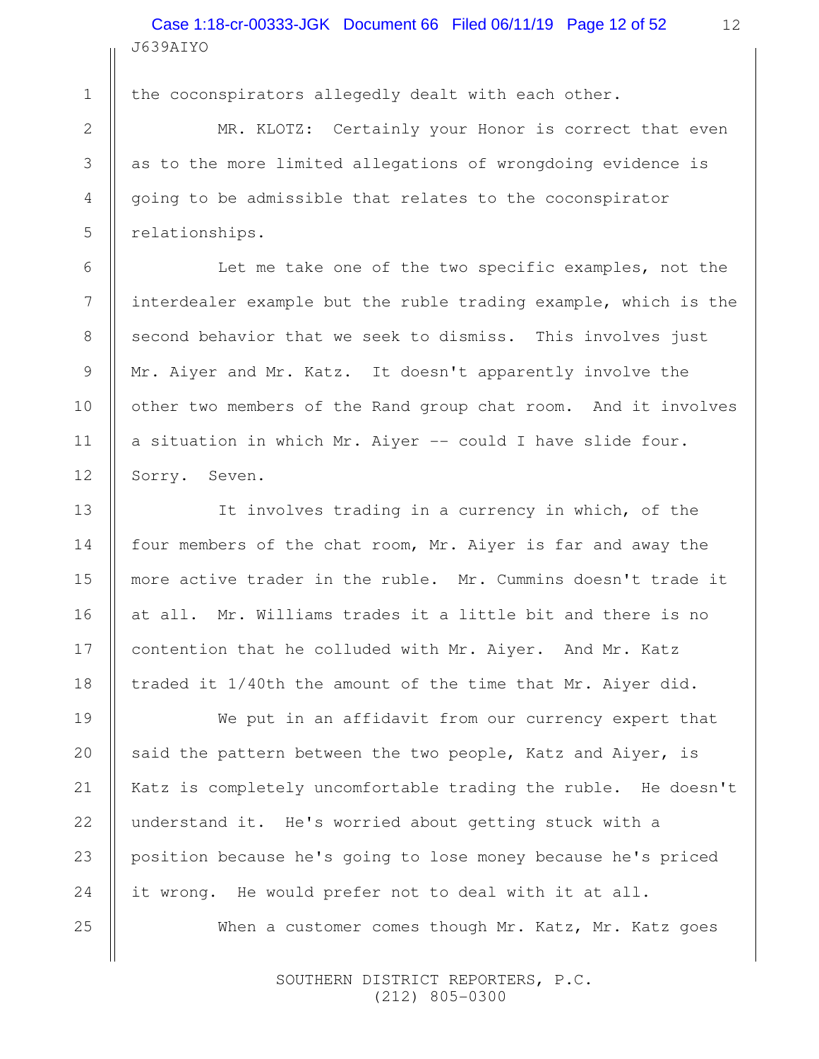the coconspirators allegedly dealt with each other.

MR. KLOTZ: Certainly your Honor is correct that even as to the more limited allegations of wrongdoing evidence is going to be admissible that relates to the coconspirator relationships.

Let me take one of the two specific examples, not the interdealer example but the ruble trading example, which is the second behavior that we seek to dismiss. This involves just Mr. Aiyer and Mr. Katz. It doesn't apparently involve the other two members of the Rand group chat room. And it involves a situation in which Mr. Aiyer -- could I have slide four. Sorry. Seven.

It involves trading in a currency in which, of the four members of the chat room, Mr. Aiyer is far and away the more active trader in the ruble. Mr. Cummins doesn't trade it at all. Mr. Williams trades it a little bit and there is no contention that he colluded with Mr. Aiyer. And Mr. Katz traded it 1/40th the amount of the time that Mr. Aiyer did.

We put in an affidavit from our currency expert that said the pattern between the two people, Katz and Aiyer, is Katz is completely uncomfortable trading the ruble. He doesn't understand it. He's worried about getting stuck with a position because he's going to lose money because he's priced it wrong. He would prefer not to deal with it at all.

When a customer comes though Mr. Katz, Mr. Katz goes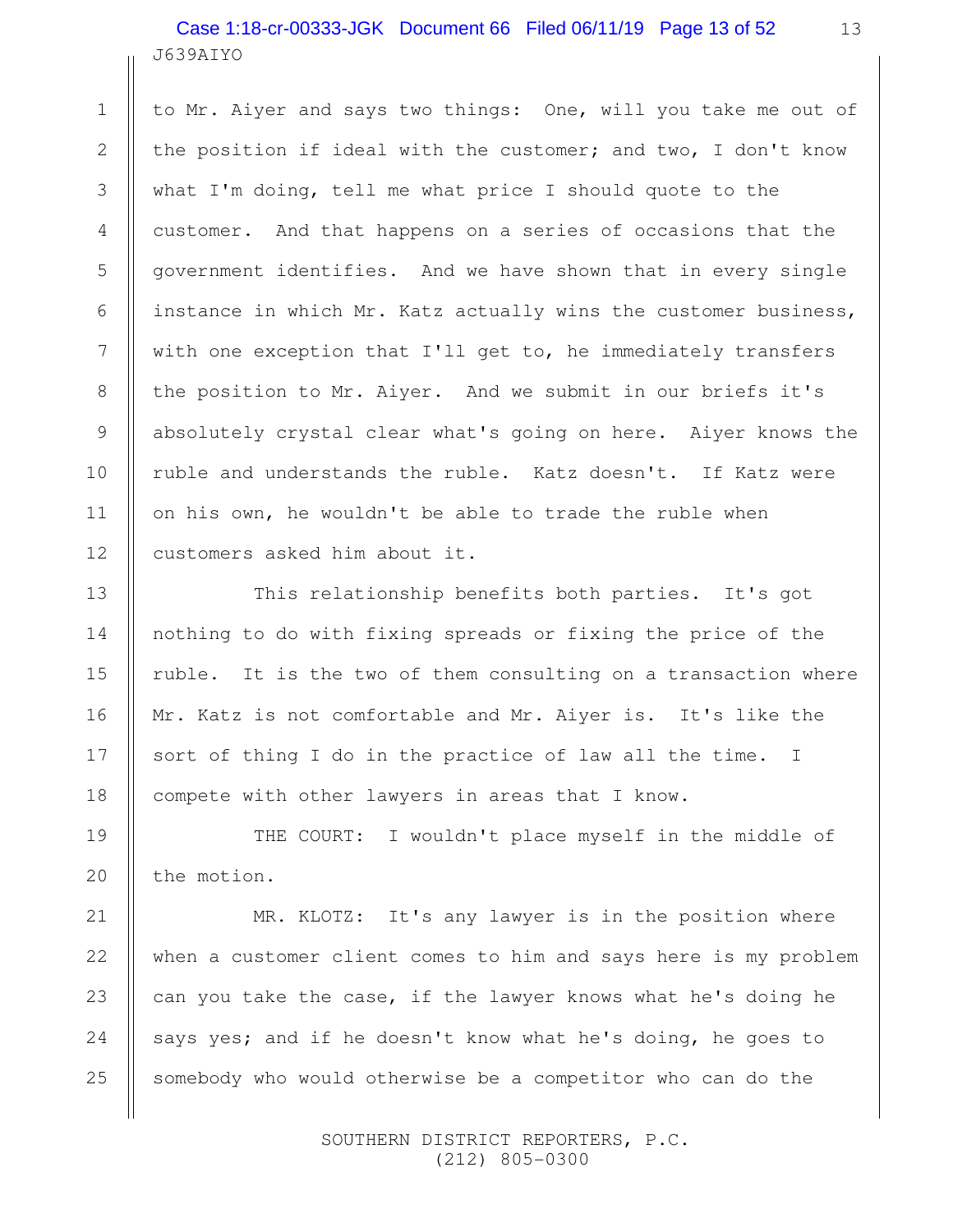to Mr. Aiyer and says two things: One, will you take me out of the position if ideal with the customer; and two, I don't know what I'm doing, tell me what price I should quote to the customer. And that happens on a series of occasions that the government identifies. And we have shown that in every single instance in which Mr. Katz actually wins the customer business, with one exception that I'll get to, he immediately transfers the position to Mr. Aiyer. And we submit in our briefs it's absolutely crystal clear what's going on here. Aiyer knows the ruble and understands the ruble. Katz doesn't. If Katz were on his own, he wouldn't be able to trade the ruble when customers asked him about it.

This relationship benefits both parties. It's got nothing to do with fixing spreads or fixing the price of the ruble. It is the two of them consulting on a transaction where Mr. Katz is not comfortable and Mr. Aiyer is. It's like the sort of thing I do in the practice of law all the time. I compete with other lawyers in areas that I know.

THE COURT: I wouldn't place myself in the middle of the motion.

MR. KLOTZ: It's any lawyer is in the position where when a customer client comes to him and says here is my problem can you take the case, if the lawyer knows what he's doing he says yes; and if he doesn't know what he's doing, he goes to somebody who would otherwise be a competitor who can do the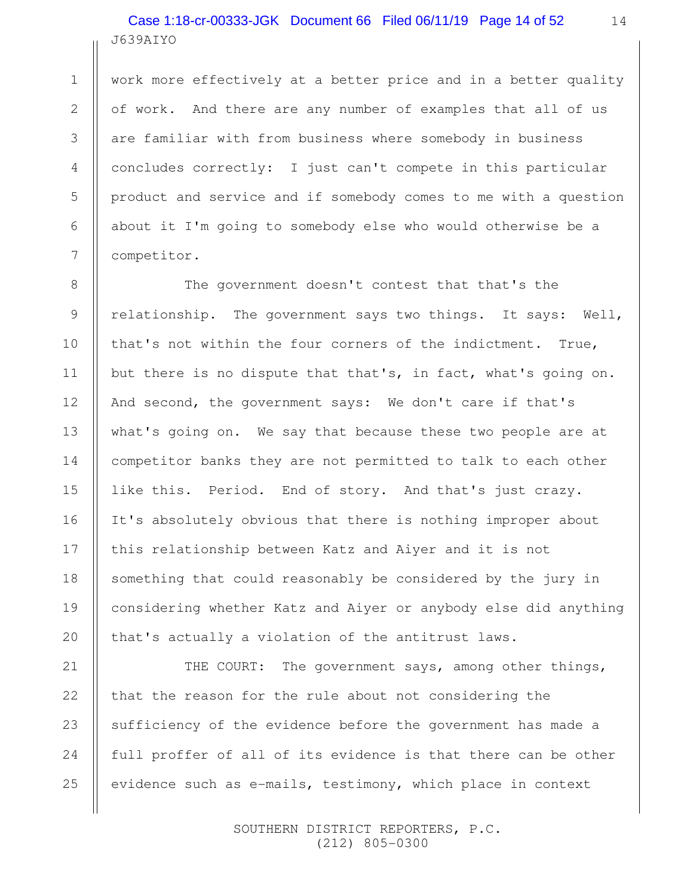work more effectively at a better price and in a better quality of work. And there are any number of examples that all of us are familiar with from business where somebody in business concludes correctly: I just can't compete in this particular product and service and if somebody comes to me with a question about it I'm going to somebody else who would otherwise be a competitor.

The government doesn't contest that that's the relationship. The government says two things. It says: Well, that's not within the four corners of the indictment. True, but there is no dispute that that's, in fact, what's going on. And second, the government says: We don't care if that's what's going on. We say that because these two people are at competitor banks they are not permitted to talk to each other like this. Period. End of story. And that's just crazy. It's absolutely obvious that there is nothing improper about this relationship between Katz and Aiyer and it is not something that could reasonably be considered by the jury in considering whether Katz and Aiyer or anybody else did anything that's actually a violation of the antitrust laws.

THE COURT: The government says, among other things, that the reason for the rule about not considering the sufficiency of the evidence before the government has made a full proffer of all of its evidence is that there can be other evidence such as e-mails, testimony, which place in context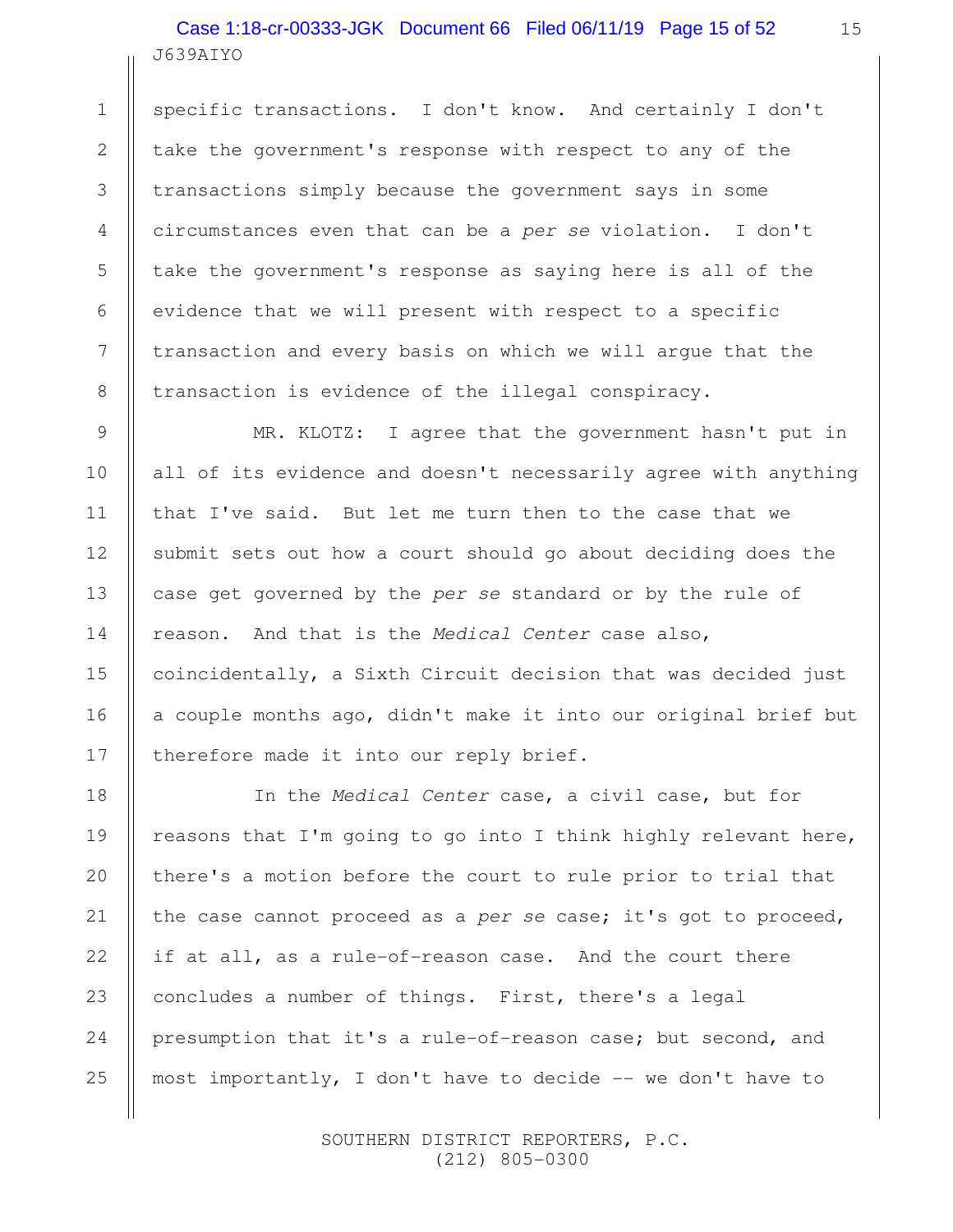specific transactions. I don't know. And certainly I don't take the government's response with respect to any of the transactions simply because the government says in some circumstances even that can be a *per se* violation. I don't take the government's response as saying here is all of the evidence that we will present with respect to a specific transaction and every basis on which we will argue that the transaction is evidence of the illegal conspiracy.

MR. KLOTZ: I agree that the government hasn't put in all of its evidence and doesn't necessarily agree with anything that I've said. But let me turn then to the case that we submit sets out how a court should go about deciding does the case get governed by the *per se* standard or by the rule of reason. And that is the *Medical Center* case also, coincidentally, a Sixth Circuit decision that was decided just a couple months ago, didn't make it into our original brief but therefore made it into our reply brief.

In the *Medical Center* case, a civil case, but for reasons that I'm going to go into I think highly relevant here, there's a motion before the court to rule prior to trial that the case cannot proceed as a *per se* case; it's got to proceed, if at all, as a rule-of-reason case. And the court there concludes a number of things. First, there's a legal presumption that it's a rule-of-reason case; but second, and most importantly, I don't have to decide -- we don't have to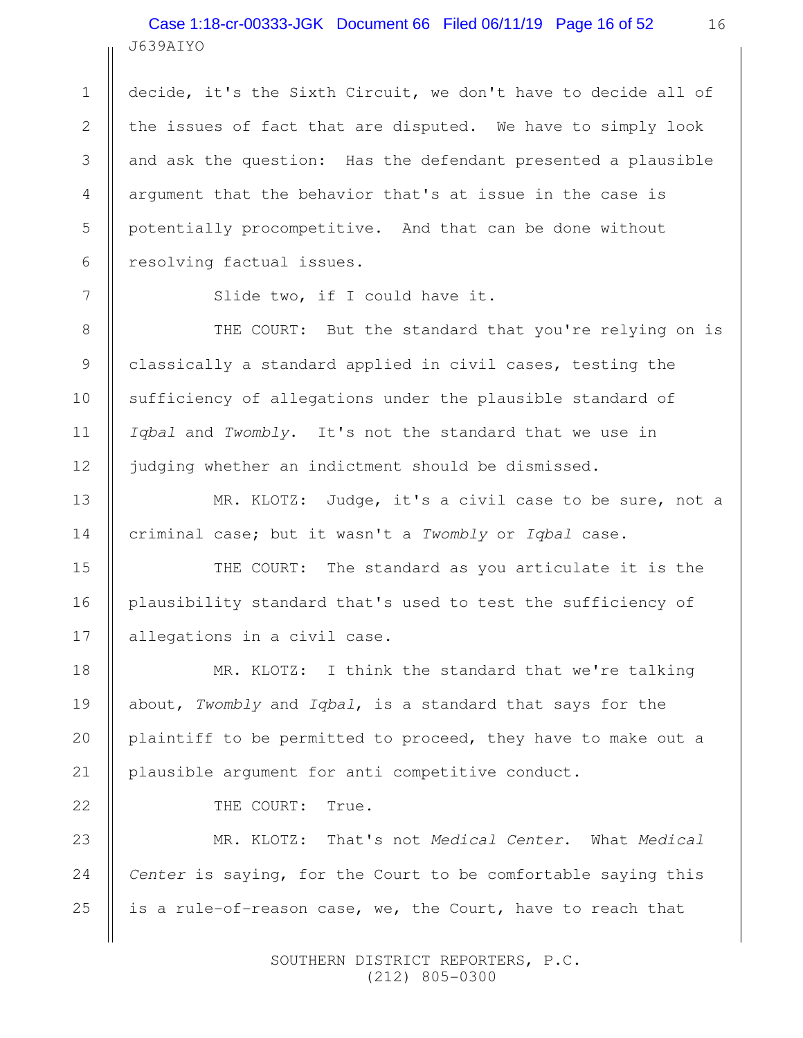decide, it's the Sixth Circuit, we don't have to decide all of the issues of fact that are disputed. We have to simply look and ask the question: Has the defendant presented a plausible argument that the behavior that's at issue in the case is potentially procompetitive. And that can be done without resolving factual issues.

Slide two, if I could have it.

THE COURT: But the standard that you're relying on is classically a standard applied in civil cases, testing the sufficiency of allegations under the plausible standard of *Iqbal* and *Twombly*. It's not the standard that we use in judging whether an indictment should be dismissed.

MR. KLOTZ: Judge, it's a civil case to be sure, not a criminal case; but it wasn't a *Twombly* or *Iqbal* case.

THE COURT: The standard as you articulate it is the plausibility standard that's used to test the sufficiency of allegations in a civil case.

MR. KLOTZ: I think the standard that we're talking about, *Twombly* and *Iqbal*, is a standard that says for the plaintiff to be permitted to proceed, they have to make out a plausible argument for anti competitive conduct.

THE COURT: True.

MR. KLOTZ: That's not *Medical Center*. What *Medical Center* is saying, for the Court to be comfortable saying this is a rule-of-reason case, we, the Court, have to reach that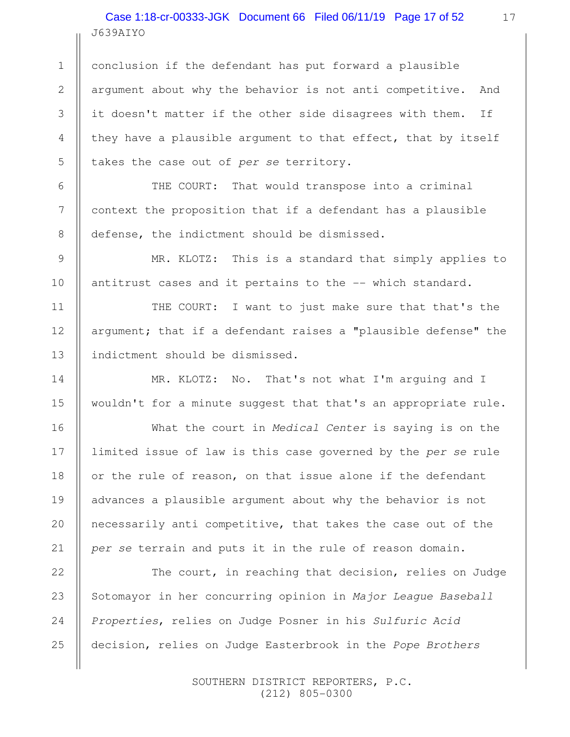conclusion if the defendant has put forward a plausible argument about why the behavior is not anti competitive. And it doesn't matter if the other side disagrees with them. If they have a plausible argument to that effect, that by itself takes the case out of *per se* territory.

THE COURT: That would transpose into a criminal context the proposition that if a defendant has a plausible defense, the indictment should be dismissed.

MR. KLOTZ: This is a standard that simply applies to antitrust cases and it pertains to the -- which standard.

THE COURT: I want to just make sure that that's the argument; that if a defendant raises a "plausible defense" the indictment should be dismissed.

MR. KLOTZ: No. That's not what I'm arguing and I wouldn't for a minute suggest that that's an appropriate rule.

What the court in *Medical Center* is saying is on the limited issue of law is this case governed by the *per se* rule or the rule of reason, on that issue alone if the defendant advances a plausible argument about why the behavior is not necessarily anti competitive, that takes the case out of the *per se* terrain and puts it in the rule of reason domain.

The court, in reaching that decision, relies on Judge Sotomayor in her concurring opinion in *Major League Baseball Properties*, relies on Judge Posner in his *Sulfuric Acid* decision, relies on Judge Easterbrook in the *Pope Brothers*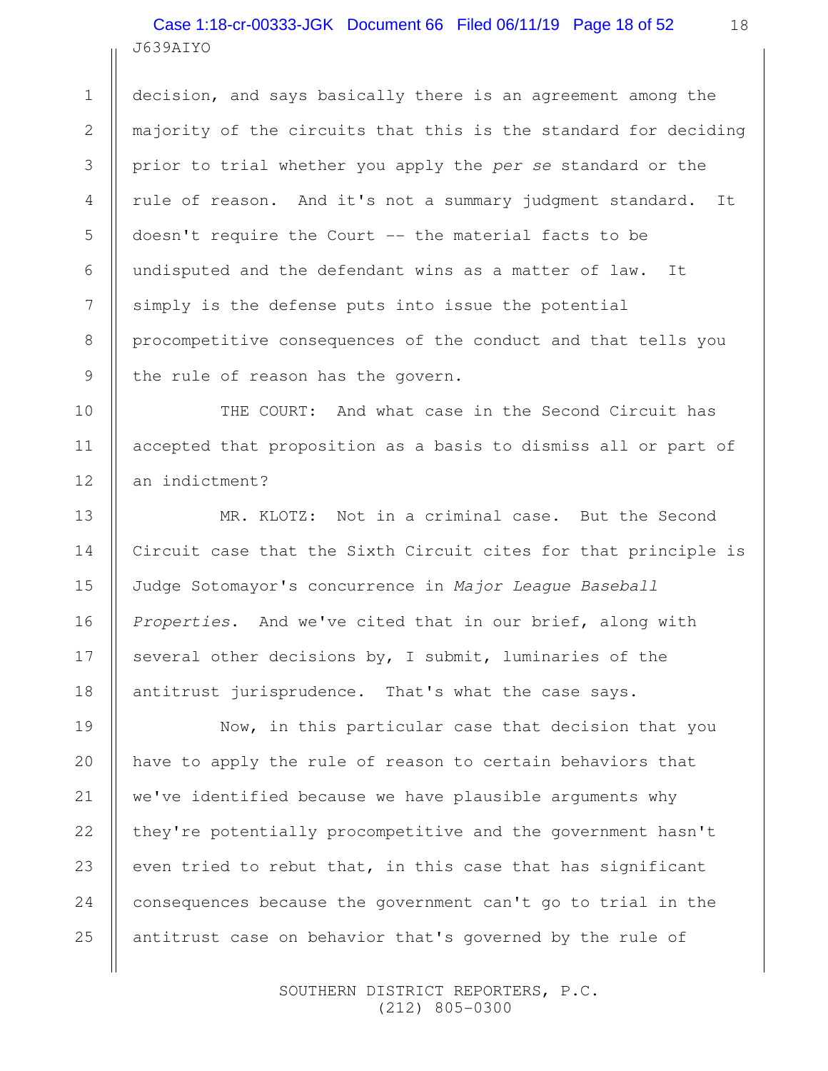decision, and says basically there is an agreement among the majority of the circuits that this is the standard for deciding prior to trial whether you apply the *per se* standard or the rule of reason. And it's not a summary judgment standard. It doesn't require the Court -- the material facts to be undisputed and the defendant wins as a matter of law. It simply is the defense puts into issue the potential procompetitive consequences of the conduct and that tells you the rule of reason has the govern.

THE COURT: And what case in the Second Circuit has accepted that proposition as a basis to dismiss all or part of an indictment?

MR. KLOTZ: Not in a criminal case. But the Second Circuit case that the Sixth Circuit cites for that principle is Judge Sotomayor's concurrence in *Major League Baseball Properties*. And we've cited that in our brief, along with several other decisions by, I submit, luminaries of the antitrust jurisprudence. That's what the case says.

Now, in this particular case that decision that you have to apply the rule of reason to certain behaviors that we've identified because we have plausible arguments why they're potentially procompetitive and the government hasn't even tried to rebut that, in this case that has significant consequences because the government can't go to trial in the antitrust case on behavior that's governed by the rule of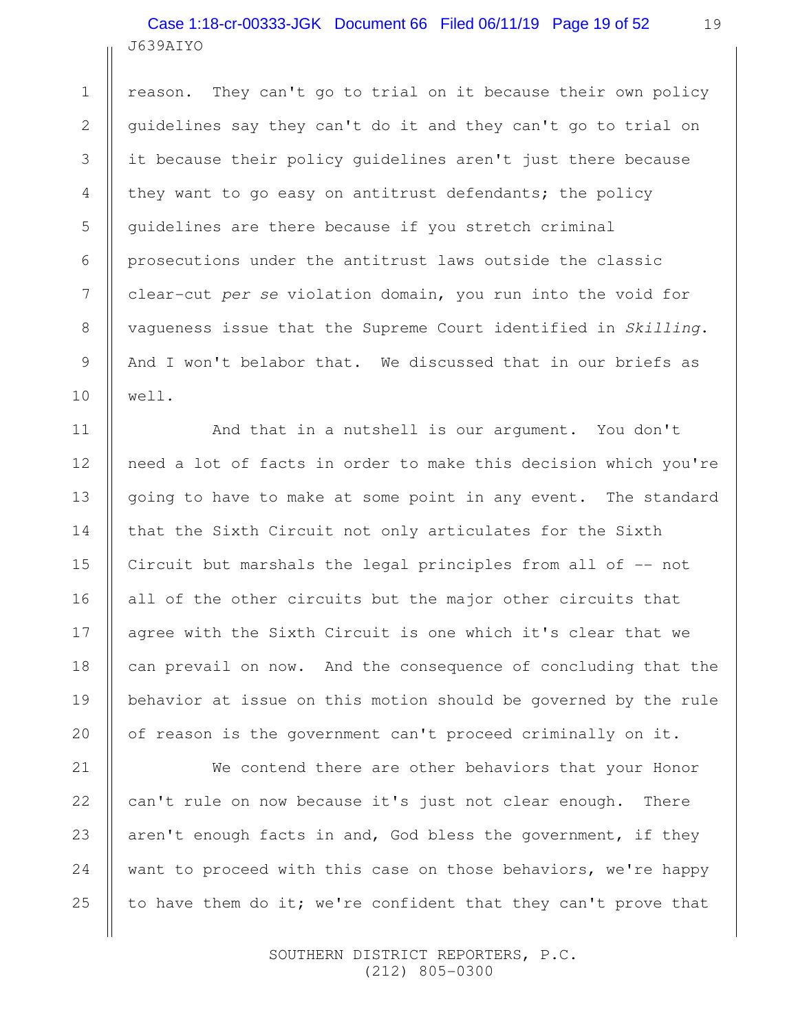reason. They can't go to trial on it because their own policy guidelines say they can't do it and they can't go to trial on it because their policy guidelines aren't just there because they want to go easy on antitrust defendants; the policy guidelines are there because if you stretch criminal prosecutions under the antitrust laws outside the classic clear-cut *per se* violation domain, you run into the void for vagueness issue that the Supreme Court identified in *Skilling*. And I won't belabor that. We discussed that in our briefs as well.

And that in a nutshell is our argument. You don't need a lot of facts in order to make this decision which you're going to have to make at some point in any event. The standard that the Sixth Circuit not only articulates for the Sixth Circuit but marshals the legal principles from all of -- not all of the other circuits but the major other circuits that agree with the Sixth Circuit is one which it's clear that we can prevail on now. And the consequence of concluding that the behavior at issue on this motion should be governed by the rule of reason is the government can't proceed criminally on it.

We contend there are other behaviors that your Honor can't rule on now because it's just not clear enough. There aren't enough facts in and, God bless the government, if they want to proceed with this case on those behaviors, we're happy to have them do it; we're confident that they can't prove that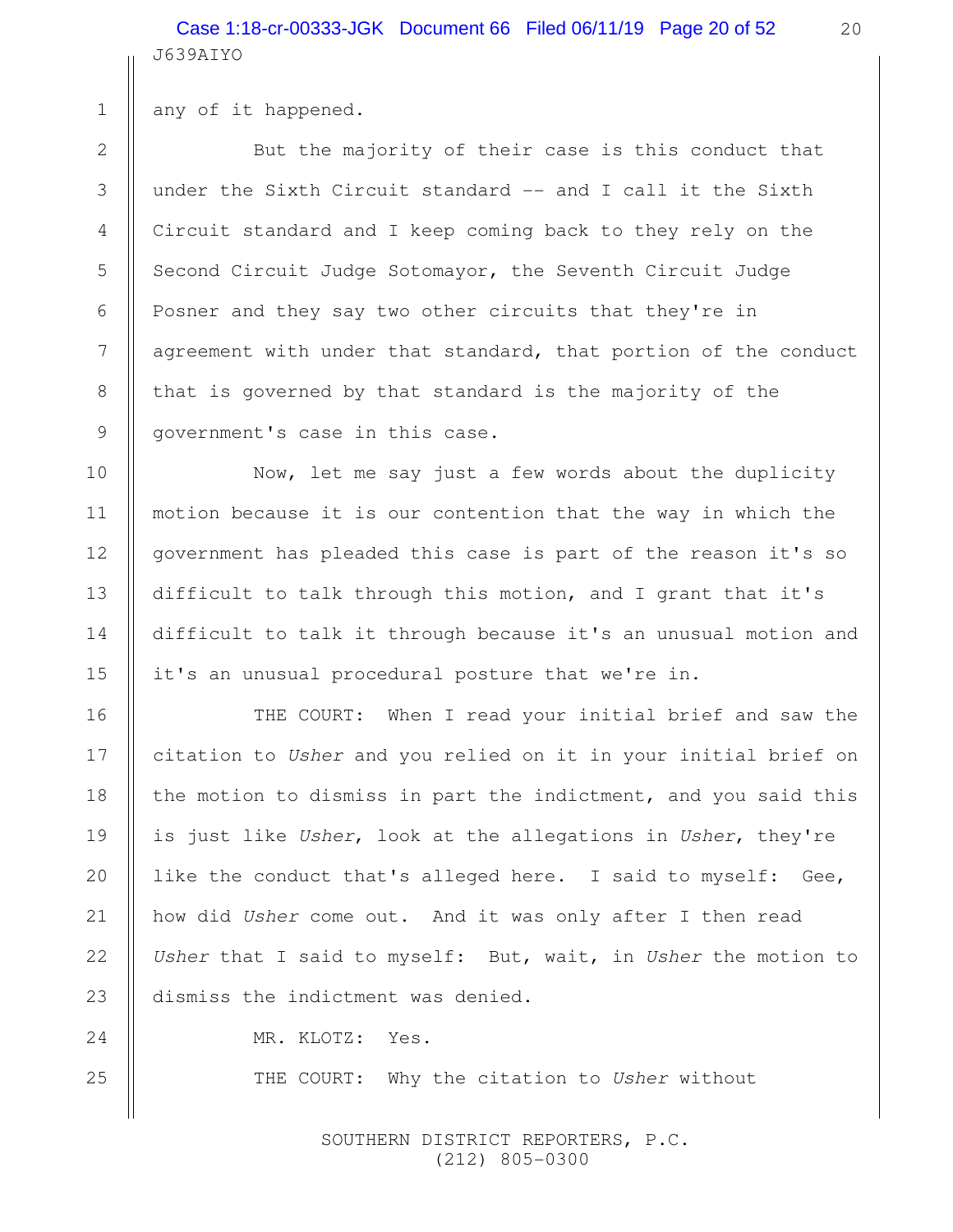any of it happened.

But the majority of their case is this conduct that under the Sixth Circuit standard -- and I call it the Sixth Circuit standard and I keep coming back to they rely on the Second Circuit Judge Sotomayor, the Seventh Circuit Judge Posner and they say two other circuits that they're in agreement with under that standard, that portion of the conduct that is governed by that standard is the majority of the government's case in this case.

Now, let me say just a few words about the duplicity motion because it is our contention that the way in which the government has pleaded this case is part of the reason it's so difficult to talk through this motion, and I grant that it's difficult to talk it through because it's an unusual motion and it's an unusual procedural posture that we're in.

THE COURT: When I read your initial brief and saw the citation to *Usher* and you relied on it in your initial brief on the motion to dismiss in part the indictment, and you said this is just like *Usher*, look at the allegations in *Usher*, they're like the conduct that's alleged here. I said to myself: Gee, how did *Usher* come out. And it was only after I then read *Usher* that I said to myself: But, wait, in *Usher* the motion to dismiss the indictment was denied.

MR. KLOTZ: Yes.

THE COURT: Why the citation to *Usher* without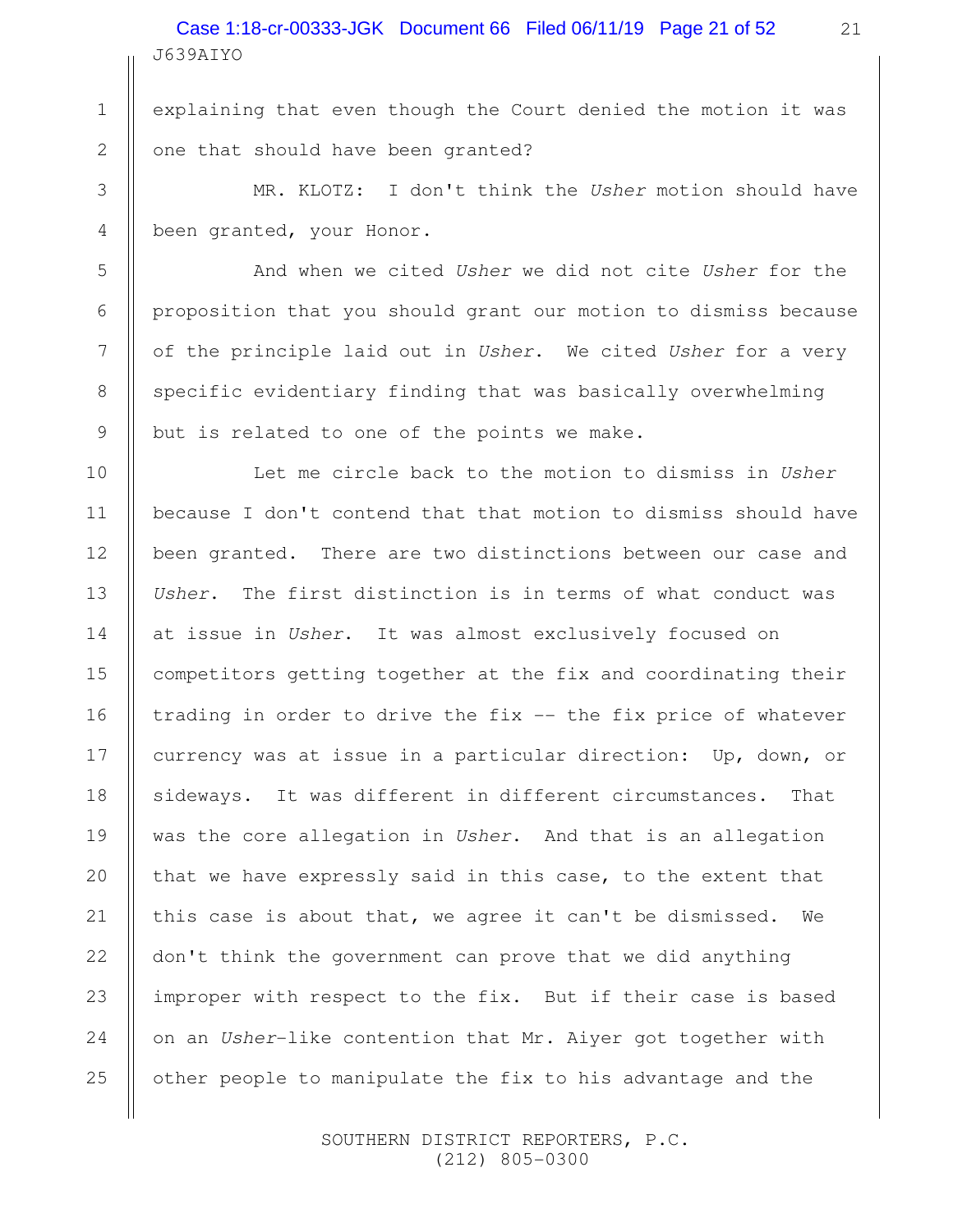explaining that even though the Court denied the motion it was one that should have been granted?

MR. KLOTZ: I don't think the *Usher* motion should have been granted, your Honor.

And when we cited *Usher* we did not cite *Usher* for the proposition that you should grant our motion to dismiss because of the principle laid out in *Usher*. We cited *Usher* for a very specific evidentiary finding that was basically overwhelming but is related to one of the points we make.

Let me circle back to the motion to dismiss in *Usher* because I don't contend that that motion to dismiss should have been granted. There are two distinctions between our case and *Usher*. The first distinction is in terms of what conduct was at issue in *Usher*. It was almost exclusively focused on competitors getting together at the fix and coordinating their trading in order to drive the fix -- the fix price of whatever currency was at issue in a particular direction: Up, down, or sideways. It was different in different circumstances. That was the core allegation in *Usher*. And that is an allegation that we have expressly said in this case, to the extent that this case is about that, we agree it can't be dismissed. We don't think the government can prove that we did anything improper with respect to the fix. But if their case is based on an *Usher*-like contention that Mr. Aiyer got together with other people to manipulate the fix to his advantage and the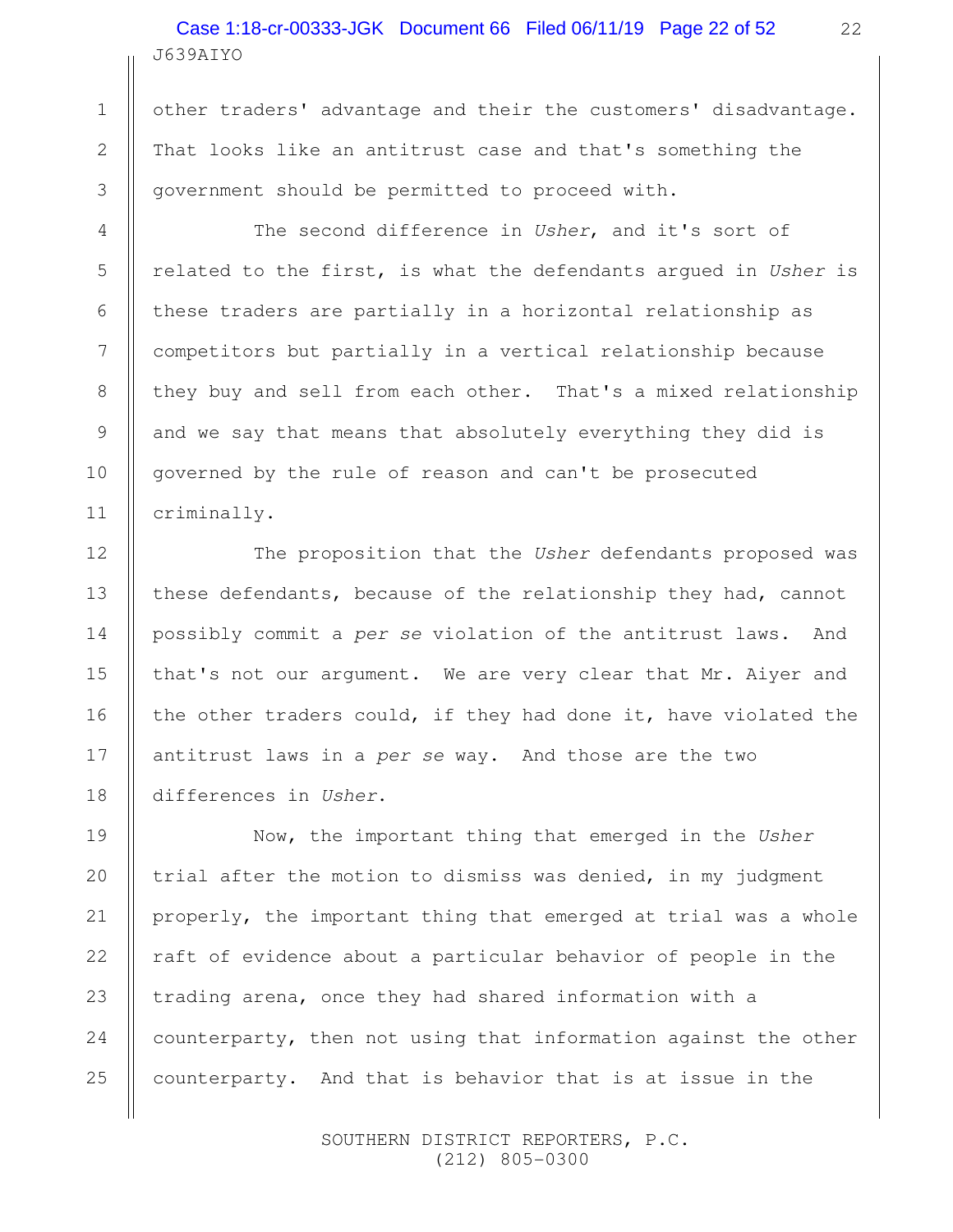other traders' advantage and their the customers' disadvantage. That looks like an antitrust case and that's something the government should be permitted to proceed with.

The second difference in *Usher*, and it's sort of related to the first, is what the defendants argued in *Usher* is these traders are partially in a horizontal relationship as competitors but partially in a vertical relationship because they buy and sell from each other. That's a mixed relationship and we say that means that absolutely everything they did is governed by the rule of reason and can't be prosecuted criminally.

The proposition that the *Usher* defendants proposed was these defendants, because of the relationship they had, cannot possibly commit a *per se* violation of the antitrust laws. And that's not our argument. We are very clear that Mr. Aiyer and the other traders could, if they had done it, have violated the antitrust laws in a *per se* way. And those are the two differences in *Usher*.

Now, the important thing that emerged in the *Usher* trial after the motion to dismiss was denied, in my judgment properly, the important thing that emerged at trial was a whole raft of evidence about a particular behavior of people in the trading arena, once they had shared information with a counterparty, then not using that information against the other counterparty. And that is behavior that is at issue in the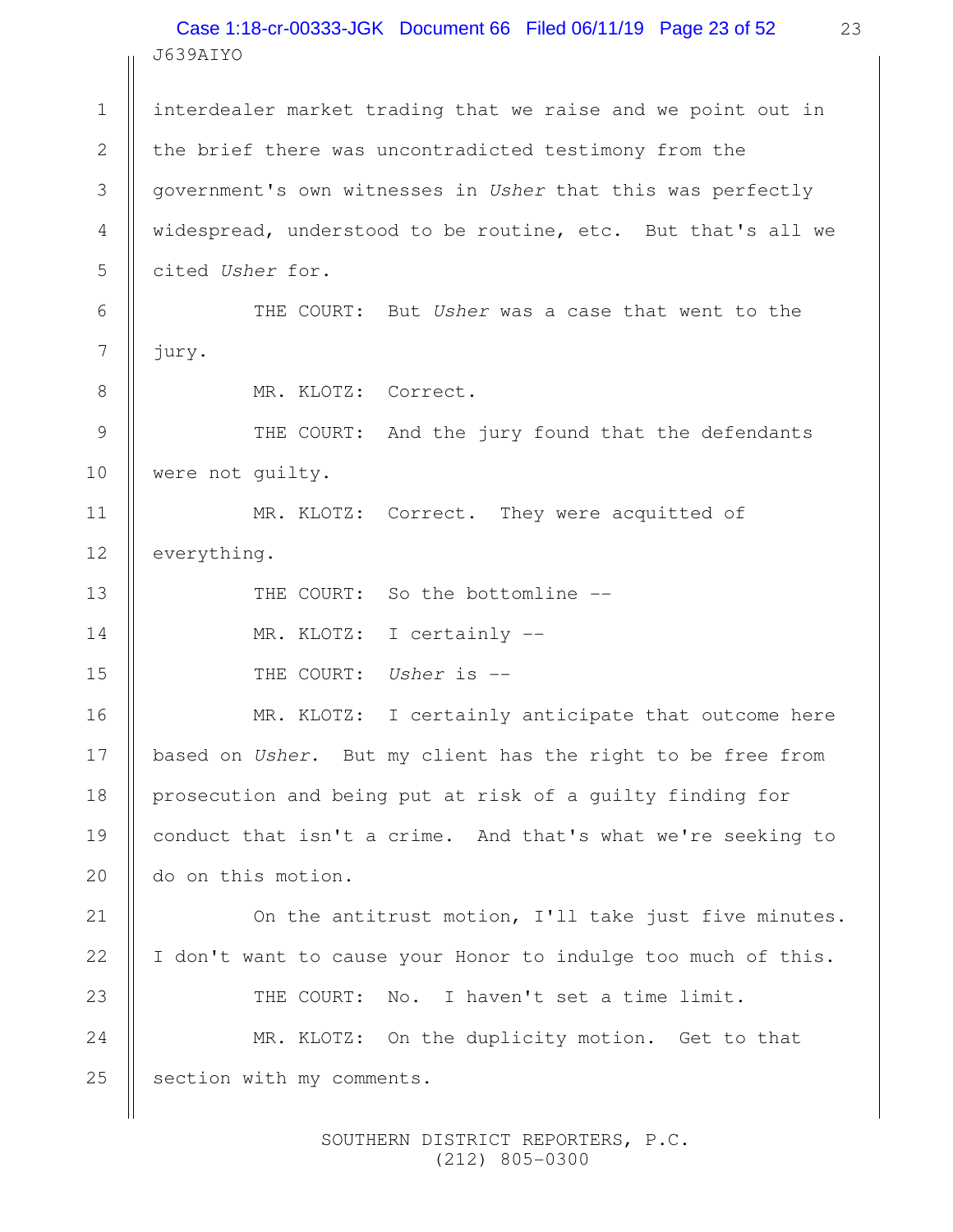interdealer market trading that we raise and we point out in the brief there was uncontradicted testimony from the government's own witnesses in *Usher* that this was perfectly widespread, understood to be routine, etc. But that's all we cited *Usher* for.

THE COURT: But *Usher* was a case that went to the jury.

MR. KLOTZ: Correct.

THE COURT: And the jury found that the defendants were not guilty.

MR. KLOTZ: Correct. They were acquitted of everything.

THE COURT: So the bottomline --

MR. KLOTZ: I certainly --

THE COURT: *Usher* is --

MR. KLOTZ: I certainly anticipate that outcome here based on *Usher*. But my client has the right to be free from prosecution and being put at risk of a guilty finding for conduct that isn't a crime. And that's what we're seeking to do on this motion.

On the antitrust motion, I'll take just five minutes. I don't want to cause your Honor to indulge too much of this.

THE COURT: No. I haven't set a time limit.

MR. KLOTZ: On the duplicity motion. Get to that section with my comments.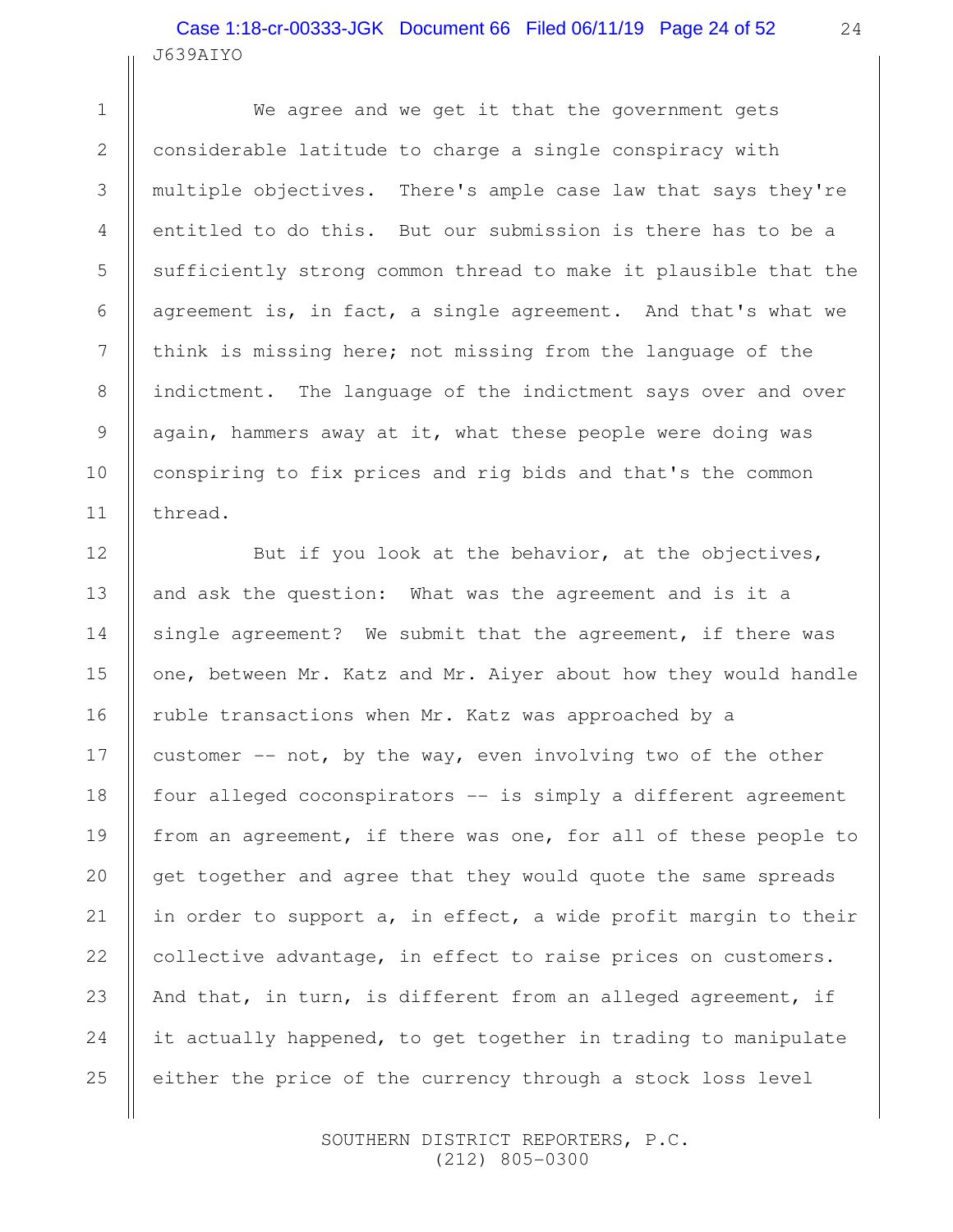We agree and we get it that the government gets considerable latitude to charge a single conspiracy with multiple objectives. There's ample case law that says they're entitled to do this. But our submission is there has to be a sufficiently strong common thread to make it plausible that the agreement is, in fact, a single agreement. And that's what we think is missing here; not missing from the language of the indictment. The language of the indictment says over and over again, hammers away at it, what these people were doing was conspiring to fix prices and rig bids and that's the common thread.

But if you look at the behavior, at the objectives, and ask the question: What was the agreement and is it a single agreement? We submit that the agreement, if there was one, between Mr. Katz and Mr. Aiyer about how they would handle ruble transactions when Mr. Katz was approached by a customer -- not, by the way, even involving two of the other four alleged coconspirators -- is simply a different agreement from an agreement, if there was one, for all of these people to get together and agree that they would quote the same spreads in order to support a, in effect, a wide profit margin to their collective advantage, in effect to raise prices on customers. And that, in turn, is different from an alleged agreement, if it actually happened, to get together in trading to manipulate either the price of the currency through a stock loss level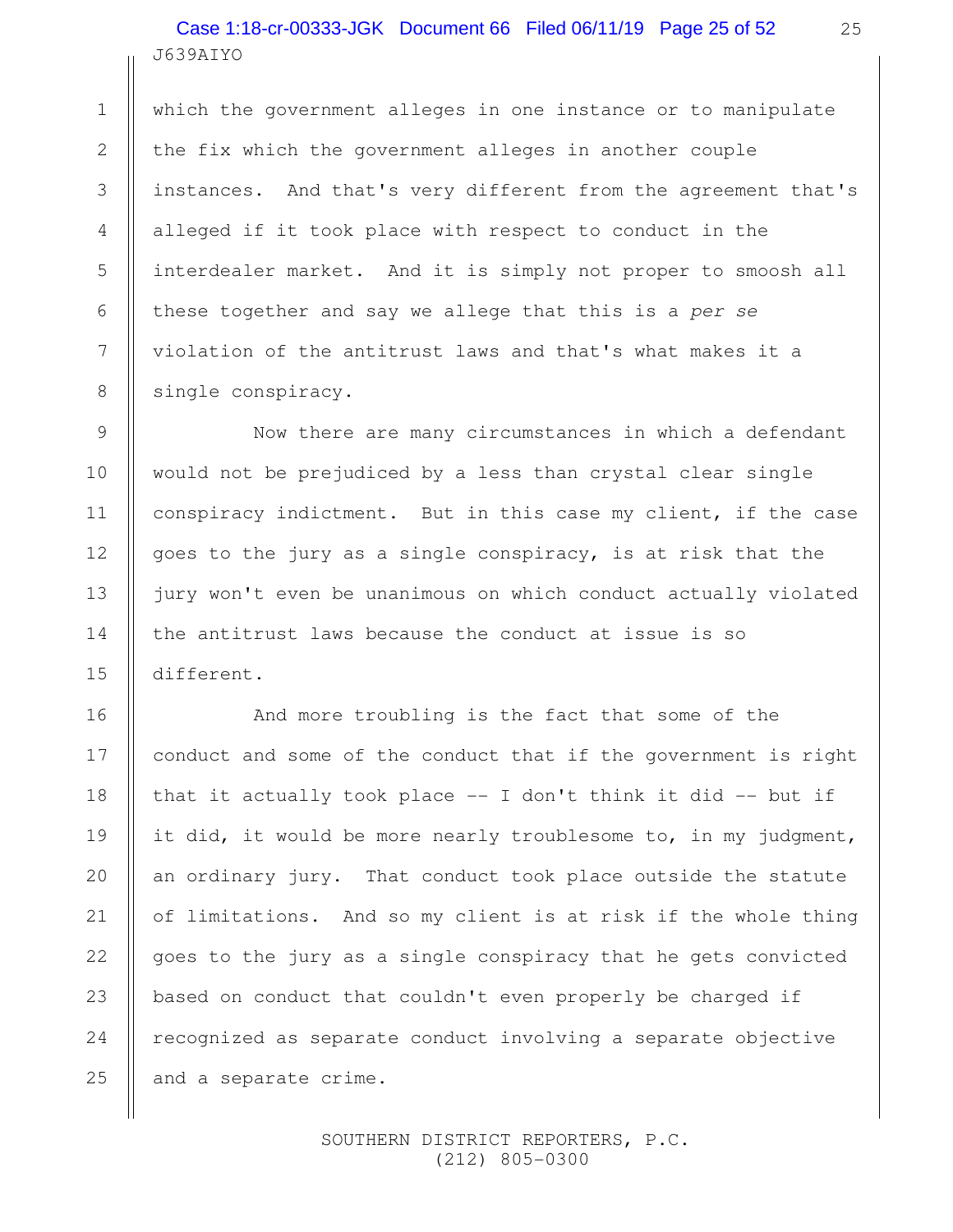which the government alleges in one instance or to manipulate the fix which the government alleges in another couple instances. And that's very different from the agreement that's alleged if it took place with respect to conduct in the interdealer market. And it is simply not proper to smoosh all these together and say we allege that this is a *per se* violation of the antitrust laws and that's what makes it a single conspiracy.

Now there are many circumstances in which a defendant would not be prejudiced by a less than crystal clear single conspiracy indictment. But in this case my client, if the case goes to the jury as a single conspiracy, is at risk that the jury won't even be unanimous on which conduct actually violated the antitrust laws because the conduct at issue is so different.

And more troubling is the fact that some of the conduct and some of the conduct that if the government is right that it actually took place -- I don't think it did -- but if it did, it would be more nearly troublesome to, in my judgment, an ordinary jury. That conduct took place outside the statute of limitations. And so my client is at risk if the whole thing goes to the jury as a single conspiracy that he gets convicted based on conduct that couldn't even properly be charged if recognized as separate conduct involving a separate objective and a separate crime.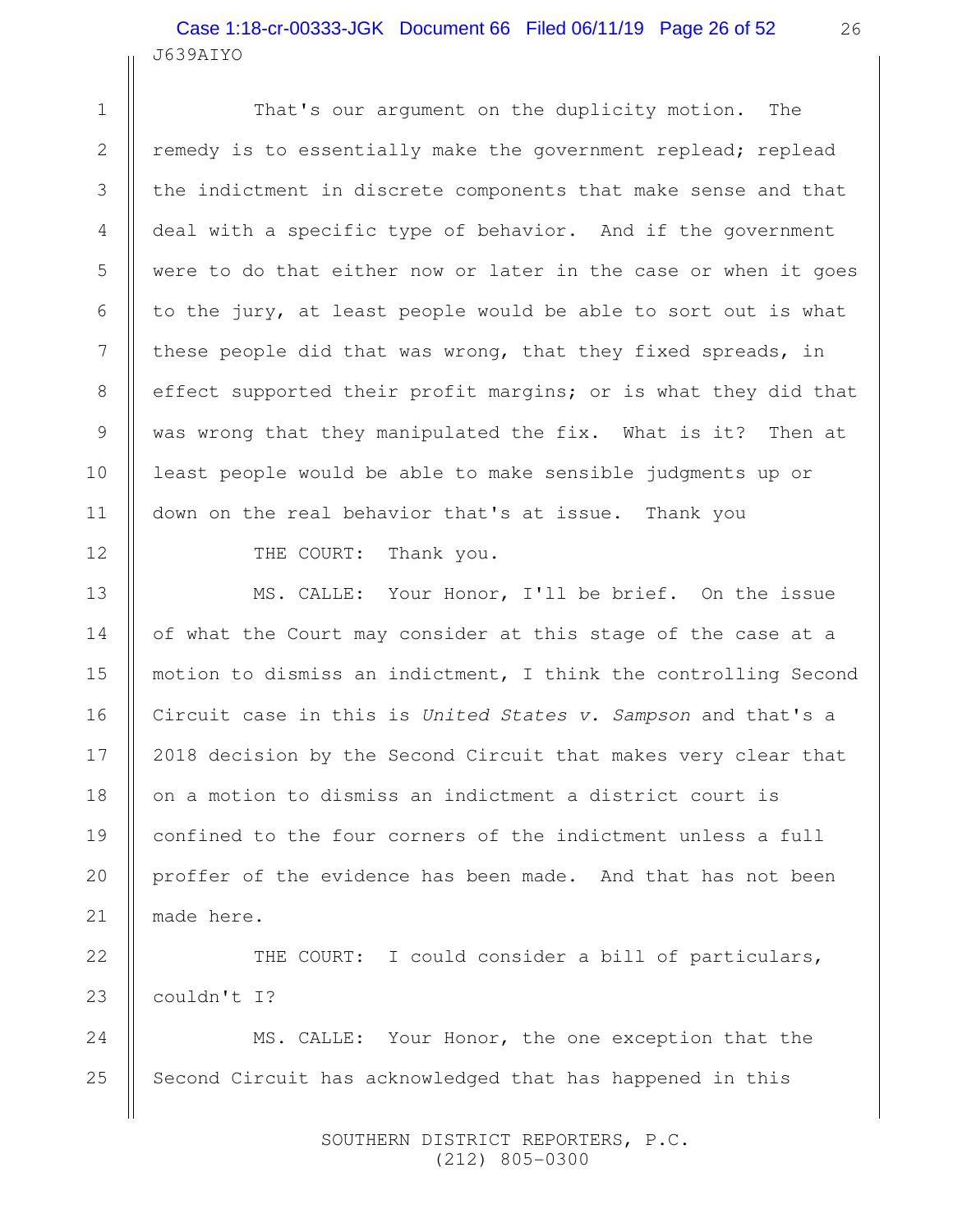That's our argument on the duplicity motion. The remedy is to essentially make the government replead; replead the indictment in discrete components that make sense and that deal with a specific type of behavior. And if the government were to do that either now or later in the case or when it goes to the jury, at least people would be able to sort out is what these people did that was wrong, that they fixed spreads, in effect supported their profit margins; or is what they did that was wrong that they manipulated the fix. What is it? Then at least people would be able to make sensible judgments up or down on the real behavior that's at issue. Thank you

THE COURT: Thank you.

MS. CALLE: Your Honor, I'll be brief. On the issue of what the Court may consider at this stage of the case at a motion to dismiss an indictment, I think the controlling Second Circuit case in this is *United States v. Sampson* and that's a 2018 decision by the Second Circuit that makes very clear that on a motion to dismiss an indictment a district court is confined to the four corners of the indictment unless a full proffer of the evidence has been made. And that has not been made here.

THE COURT: I could consider a bill of particulars, couldn't I?

MS. CALLE: Your Honor, the one exception that the Second Circuit has acknowledged that has happened in this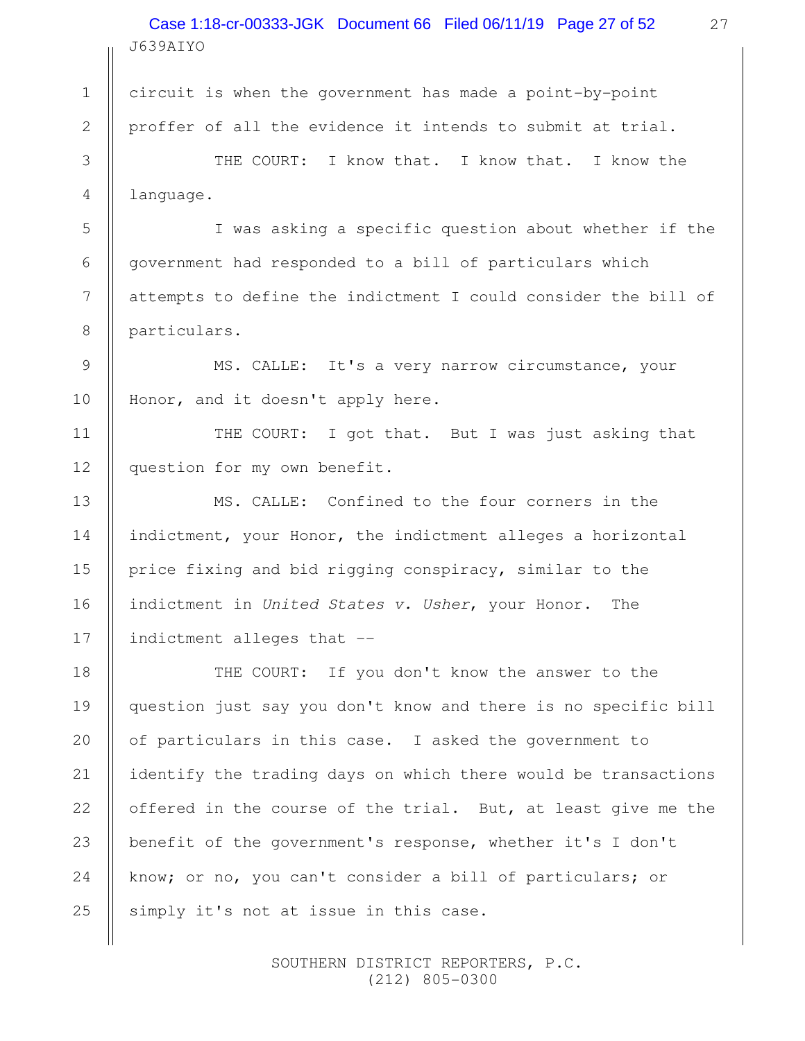circuit is when the government has made a point-by-point proffer of all the evidence it intends to submit at trial.

THE COURT: I know that. I know that. I know the language.

I was asking a specific question about whether if the government had responded to a bill of particulars which attempts to define the indictment I could consider the bill of particulars.

MS. CALLE: It's a very narrow circumstance, your Honor, and it doesn't apply here.

THE COURT: I got that. But I was just asking that question for my own benefit.

MS. CALLE: Confined to the four corners in the indictment, your Honor, the indictment alleges a horizontal price fixing and bid rigging conspiracy, similar to the indictment in *United States v. Usher*, your Honor. The indictment alleges that --

THE COURT: If you don't know the answer to the question just say you don't know and there is no specific bill of particulars in this case. I asked the government to identify the trading days on which there would be transactions offered in the course of the trial. But, at least give me the benefit of the government's response, whether it's I don't know; or no, you can't consider a bill of particulars; or simply it's not at issue in this case.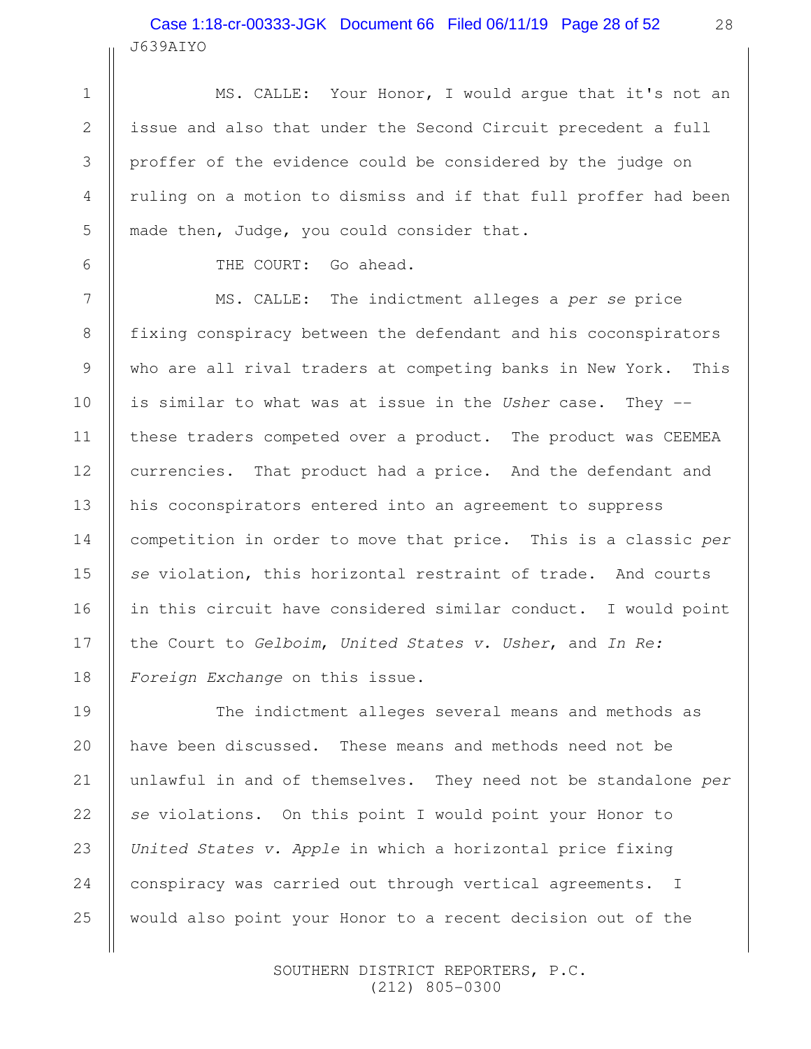MS. CALLE: Your Honor, I would argue that it's not an issue and also that under the Second Circuit precedent a full proffer of the evidence could be considered by the judge on ruling on a motion to dismiss and if that full proffer had been made then, Judge, you could consider that.

THE COURT: Go ahead.

MS. CALLE: The indictment alleges a *per se* price fixing conspiracy between the defendant and his coconspirators who are all rival traders at competing banks in New York. This is similar to what was at issue in the *Usher* case. They -- these traders competed over a product. The product was CEEMEA currencies. That product had a price. And the defendant and his coconspirators entered into an agreement to suppress competition in order to move that price. This is a classic *per se* violation, this horizontal restraint of trade. And courts in this circuit have considered similar conduct. I would point the Court to *Gelboim*, *United States v. Usher*, and *In Re: Foreign Exchange* on this issue.

The indictment alleges several means and methods as have been discussed. These means and methods need not be unlawful in and of themselves. They need not be standalone *per se* violations. On this point I would point your Honor to *United States v. Apple* in which a horizontal price fixing conspiracy was carried out through vertical agreements. I would also point your Honor to a recent decision out of the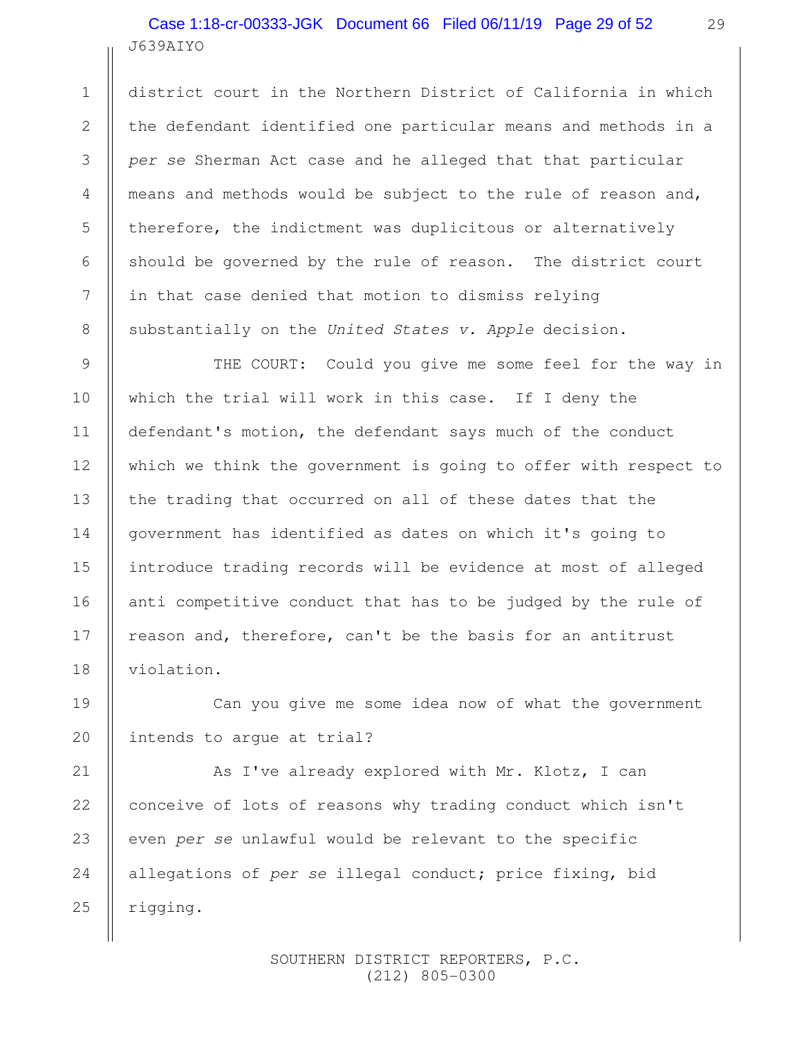district court in the Northern District of California in which the defendant identified one particular means and methods in a *per se* Sherman Act case and he alleged that that particular means and methods would be subject to the rule of reason and, therefore, the indictment was duplicitous or alternatively should be governed by the rule of reason. The district court in that case denied that motion to dismiss relying substantially on the *United States v. Apple* decision.

THE COURT: Could you give me some feel for the way in which the trial will work in this case. If I deny the defendant's motion, the defendant says much of the conduct which we think the government is going to offer with respect to the trading that occurred on all of these dates that the government has identified as dates on which it's going to introduce trading records will be evidence at most of alleged anti competitive conduct that has to be judged by the rule of reason and, therefore, can't be the basis for an antitrust violation.

Can you give me some idea now of what the government intends to argue at trial?

As I've already explored with Mr. Klotz, I can conceive of lots of reasons why trading conduct which isn't even *per se* unlawful would be relevant to the specific allegations of *per se* illegal conduct; price fixing, bid rigging.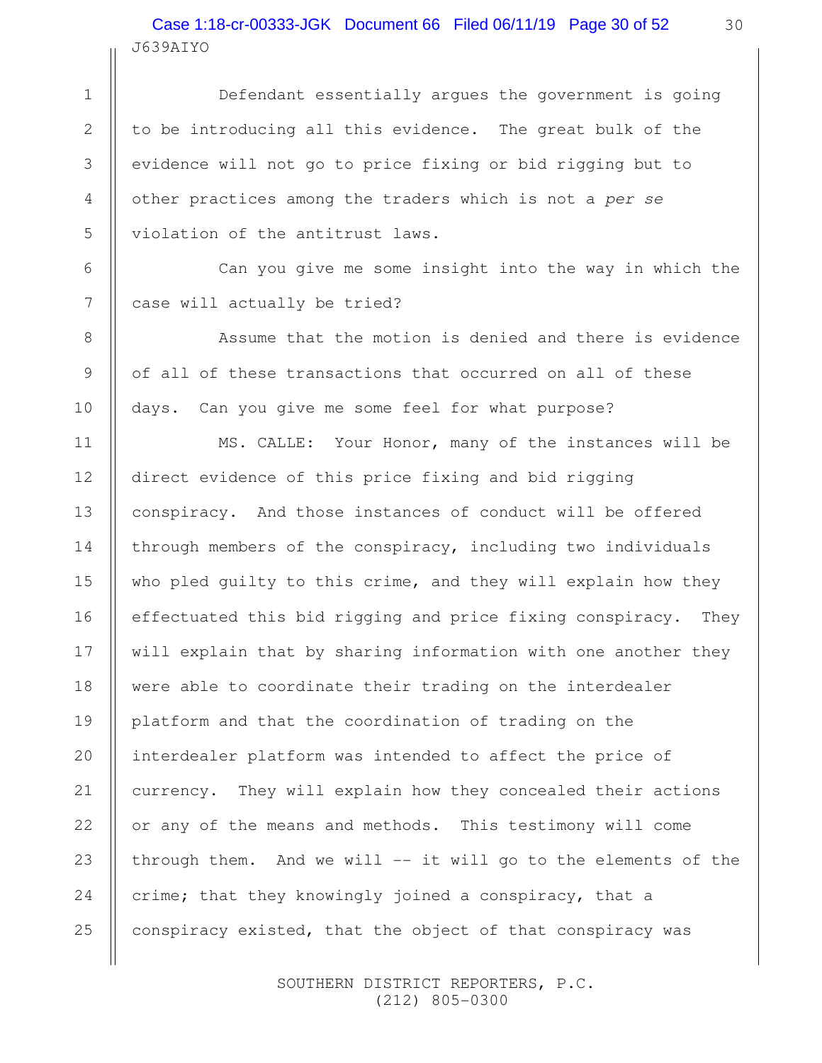Defendant essentially argues the government is going to be introducing all this evidence. The great bulk of the evidence will not go to price fixing or bid rigging but to other practices among the traders which is not a *per se* violation of the antitrust laws.

Can you give me some insight into the way in which the case will actually be tried?

Assume that the motion is denied and there is evidence of all of these transactions that occurred on all of these days. Can you give me some feel for what purpose?

MS. CALLE: Your Honor, many of the instances will be direct evidence of this price fixing and bid rigging conspiracy. And those instances of conduct will be offered through members of the conspiracy, including two individuals who pled guilty to this crime, and they will explain how they effectuated this bid rigging and price fixing conspiracy. They will explain that by sharing information with one another they were able to coordinate their trading on the interdealer platform and that the coordination of trading on the interdealer platform was intended to affect the price of currency. They will explain how they concealed their actions or any of the means and methods. This testimony will come through them. And we will -- it will go to the elements of the crime; that they knowingly joined a conspiracy, that a conspiracy existed, that the object of that conspiracy was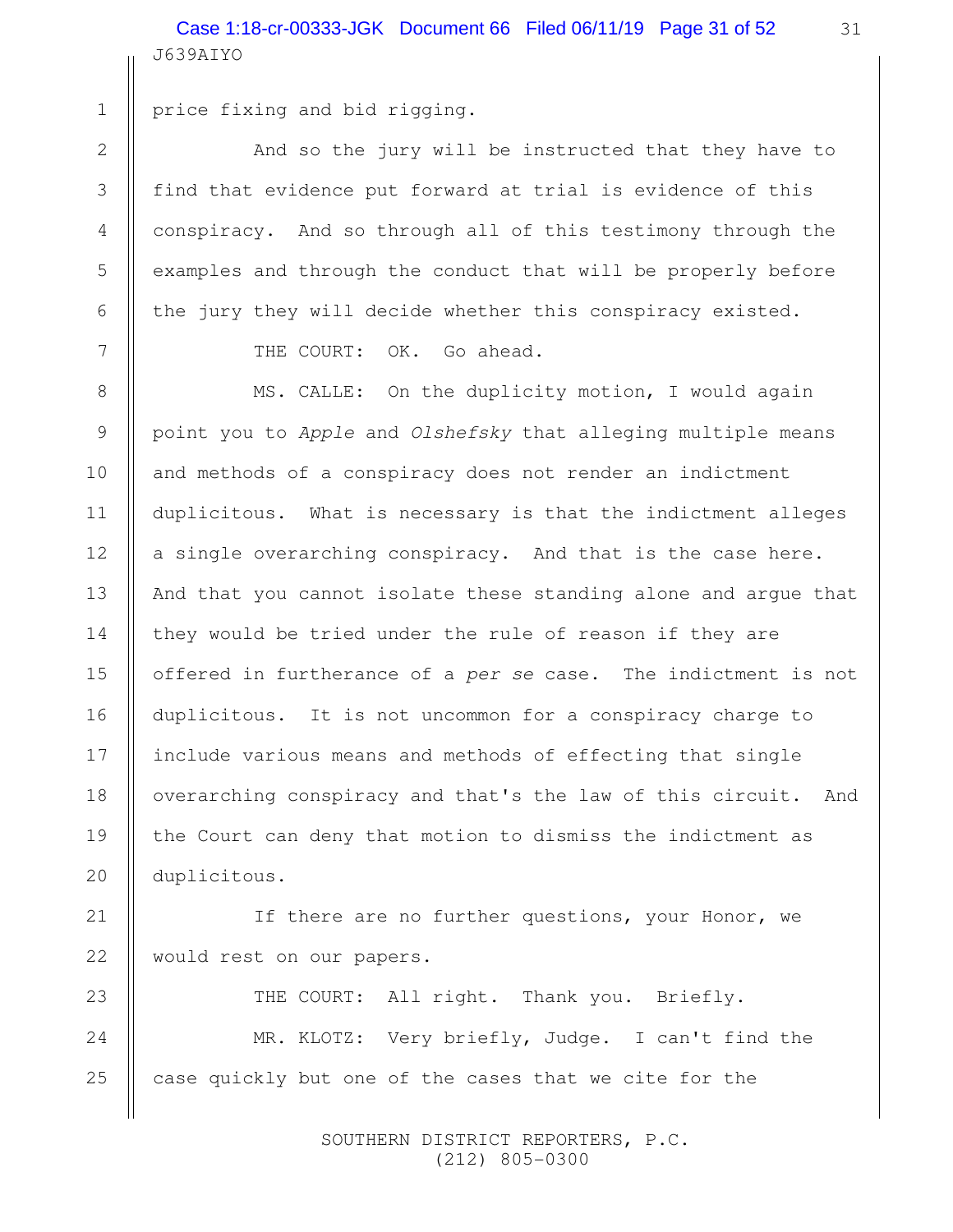price fixing and bid rigging.

And so the jury will be instructed that they have to find that evidence put forward at trial is evidence of this conspiracy. And so through all of this testimony through the examples and through the conduct that will be properly before the jury they will decide whether this conspiracy existed.

THE COURT: OK. Go ahead.

MS. CALLE: On the duplicity motion, I would again point you to *Apple* and *Olshefsky* that alleging multiple means and methods of a conspiracy does not render an indictment duplicitous. What is necessary is that the indictment alleges a single overarching conspiracy. And that is the case here. And that you cannot isolate these standing alone and argue that they would be tried under the rule of reason if they are offered in furtherance of a *per se* case. The indictment is not duplicitous. It is not uncommon for a conspiracy charge to include various means and methods of effecting that single overarching conspiracy and that's the law of this circuit. And the Court can deny that motion to dismiss the indictment as duplicitous.

If there are no further questions, your Honor, we would rest on our papers.

THE COURT: All right. Thank you. Briefly.

MR. KLOTZ: Very briefly, Judge. I can't find the case quickly but one of the cases that we cite for the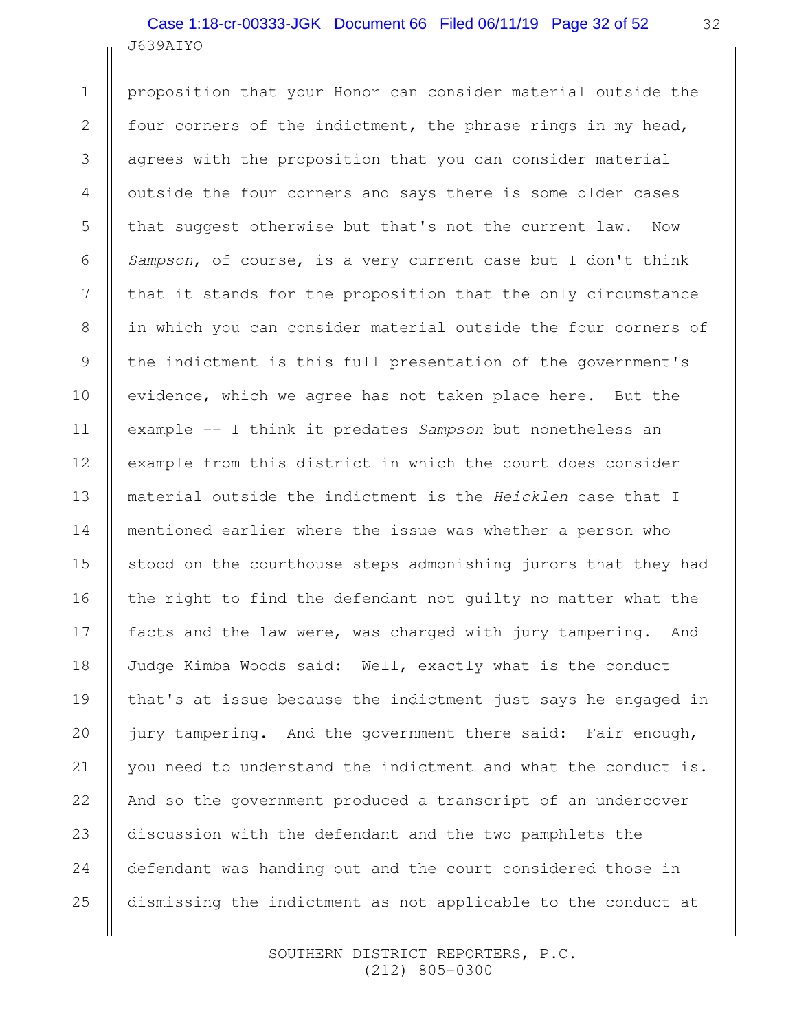proposition that your Honor can consider material outside the four corners of the indictment, the phrase rings in my head, agrees with the proposition that you can consider material outside the four corners and says there is some older cases that suggest otherwise but that's not the current law. Now *Sampson*, of course, is a very current case but I don't think that it stands for the proposition that the only circumstance in which you can consider material outside the four corners of the indictment is this full presentation of the government's evidence, which we agree has not taken place here. But the example -- I think it predates *Sampson* but nonetheless an example from this district in which the court does consider material outside the indictment is the *Heicklen* case that I mentioned earlier where the issue was whether a person who stood on the courthouse steps admonishing jurors that they had the right to find the defendant not guilty no matter what the facts and the law were, was charged with jury tampering. And Judge Kimba Woods said: Well, exactly what is the conduct that's at issue because the indictment just says he engaged in jury tampering. And the government there said: Fair enough, you need to understand the indictment and what the conduct is. And so the government produced a transcript of an undercover discussion with the defendant and the two pamphlets the defendant was handing out and the court considered those in dismissing the indictment as not applicable to the conduct at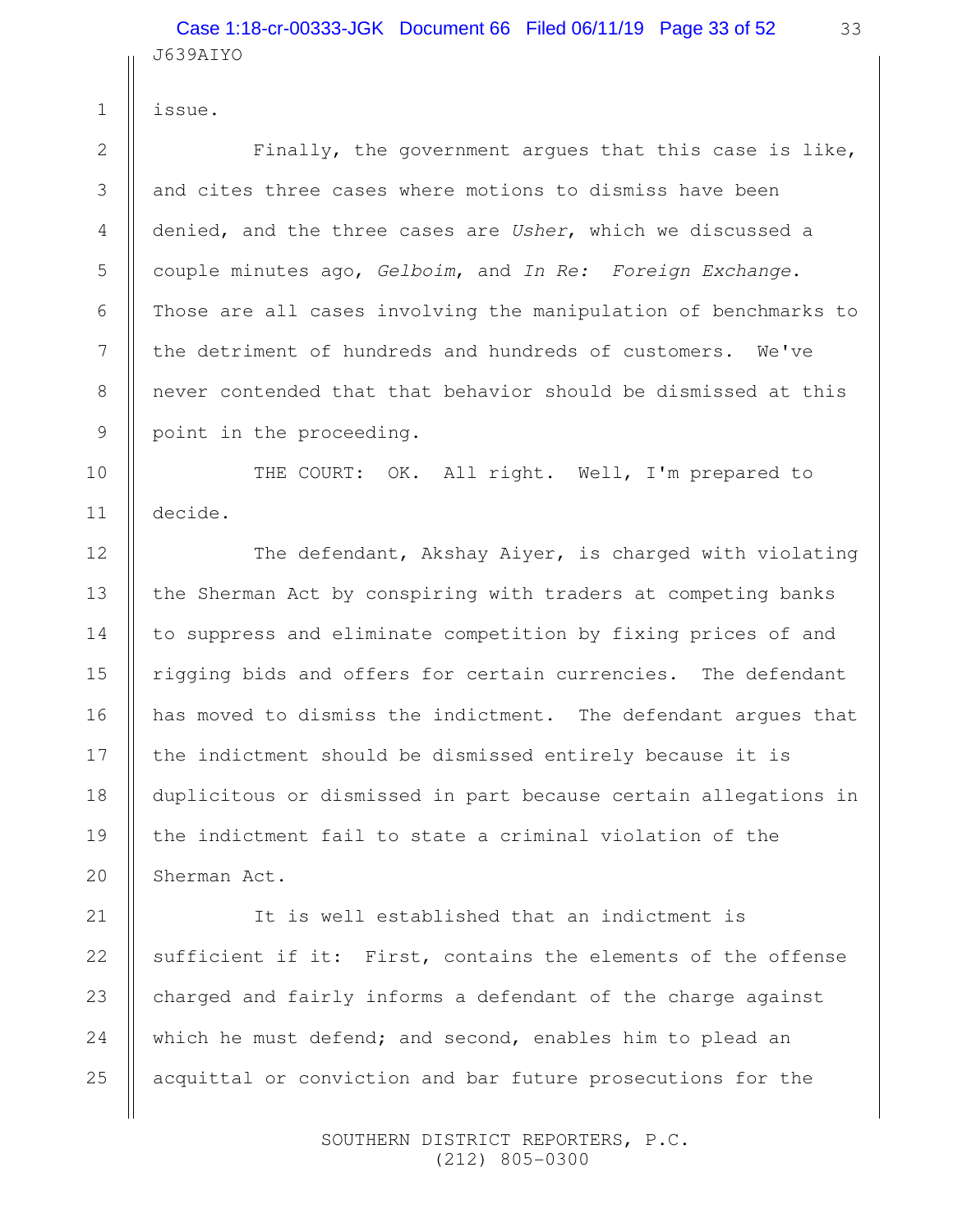issue.

Finally, the government argues that this case is like, and cites three cases where motions to dismiss have been denied, and the three cases are *Usher*, which we discussed a couple minutes ago, *Gelboim*, and *In Re: Foreign Exchange*. Those are all cases involving the manipulation of benchmarks to the detriment of hundreds and hundreds of customers. We've never contended that that behavior should be dismissed at this point in the proceeding.

THE COURT: OK. All right. Well, I'm prepared to decide.

The defendant, Akshay Aiyer, is charged with violating the Sherman Act by conspiring with traders at competing banks to suppress and eliminate competition by fixing prices of and rigging bids and offers for certain currencies. The defendant has moved to dismiss the indictment. The defendant argues that the indictment should be dismissed entirely because it is duplicitous or dismissed in part because certain allegations in the indictment fail to state a criminal violation of the Sherman Act.

It is well established that an indictment is sufficient if it: First, contains the elements of the offense charged and fairly informs a defendant of the charge against which he must defend; and second, enables him to plead an acquittal or conviction and bar future prosecutions for the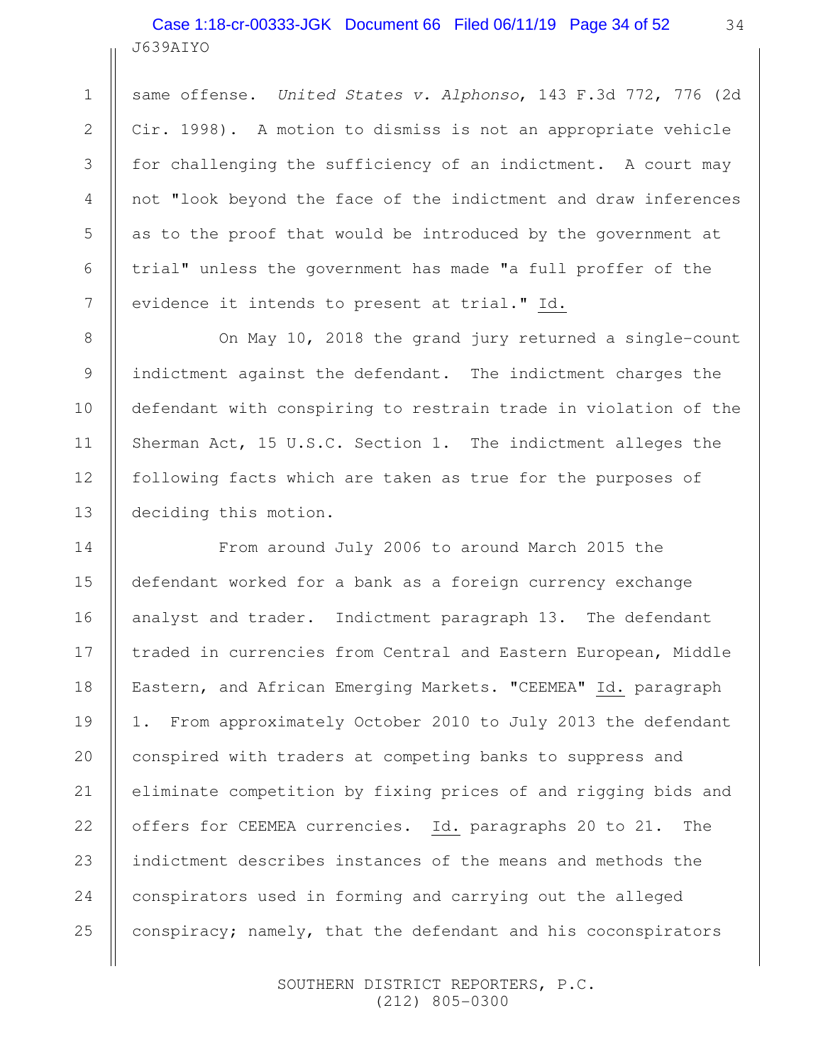same offense. *United States v. Alphonso*, 143 F.3d 772, 776 (2d Cir. 1998). A motion to dismiss is not an appropriate vehicle for challenging the sufficiency of an indictment. A court may not "look beyond the face of the indictment and draw inferences as to the proof that would be introduced by the government at trial" unless the government has made "a full proffer of the evidence it intends to present at trial." Id.

On May 10, 2018 the grand jury returned a single-count indictment against the defendant. The indictment charges the defendant with conspiring to restrain trade in violation of the Sherman Act, 15 U.S.C. Section 1. The indictment alleges the following facts which are taken as true for the purposes of deciding this motion.

From around July 2006 to around March 2015 the defendant worked for a bank as a foreign currency exchange analyst and trader. Indictment paragraph 13. The defendant traded in currencies from Central and Eastern European, Middle Eastern, and African Emerging Markets. "CEEMEA" Id. paragraph 1. From approximately October 2010 to July 2013 the defendant conspired with traders at competing banks to suppress and eliminate competition by fixing prices of and rigging bids and offers for CEEMEA currencies. Id. paragraphs 20 to 21. The indictment describes instances of the means and methods the conspirators used in forming and carrying out the alleged conspiracy; namely, that the defendant and his coconspirators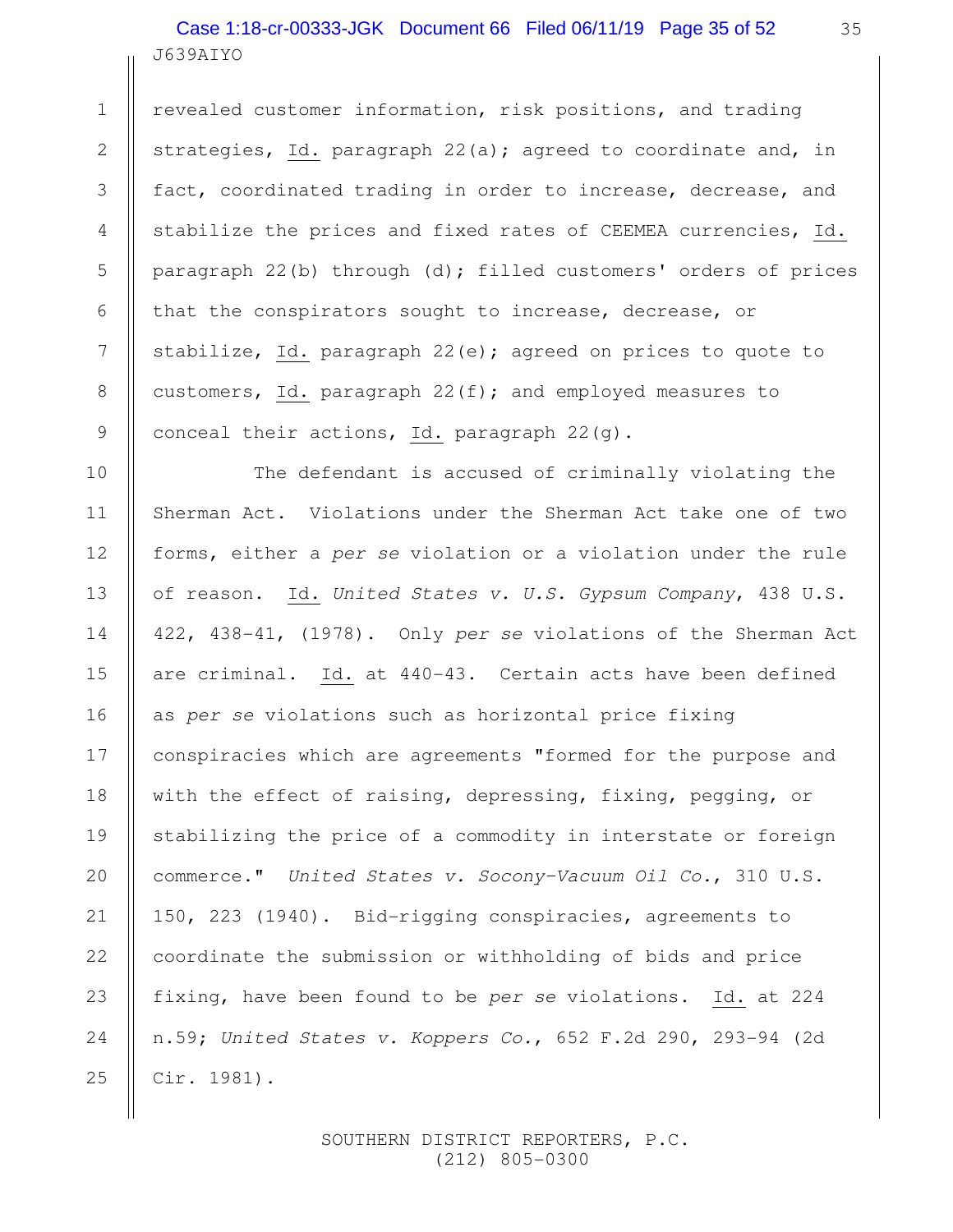revealed customer information, risk positions, and trading strategies, Id. paragraph 22(a); agreed to coordinate and, in fact, coordinated trading in order to increase, decrease, and stabilize the prices and fixed rates of CEEMEA currencies, Id. paragraph 22(b) through (d); filled customers' orders of prices that the conspirators sought to increase, decrease, or stabilize, Id. paragraph 22(e); agreed on prices to quote to customers, Id. paragraph 22(f); and employed measures to conceal their actions, Id. paragraph 22(g).

The defendant is accused of criminally violating the Sherman Act. Violations under the Sherman Act take one of two forms, either a *per se* violation or a violation under the rule of reason. Id. *United States v. U.S. Gypsum Company*, 438 U.S. 422, 438-41, (1978). Only *per se* violations of the Sherman Act are criminal. Id. at 440-43. Certain acts have been defined as *per se* violations such as horizontal price fixing conspiracies which are agreements "formed for the purpose and with the effect of raising, depressing, fixing, pegging, or stabilizing the price of a commodity in interstate or foreign commerce." *United States v. Socony-Vacuum Oil Co.*, 310 U.S. 150, 223 (1940). Bid-rigging conspiracies, agreements to coordinate the submission or withholding of bids and price fixing, have been found to be *per se* violations. Id. at 224 n.59; *United States v. Koppers Co.*, 652 F.2d 290, 293-94 (2d Cir. 1981).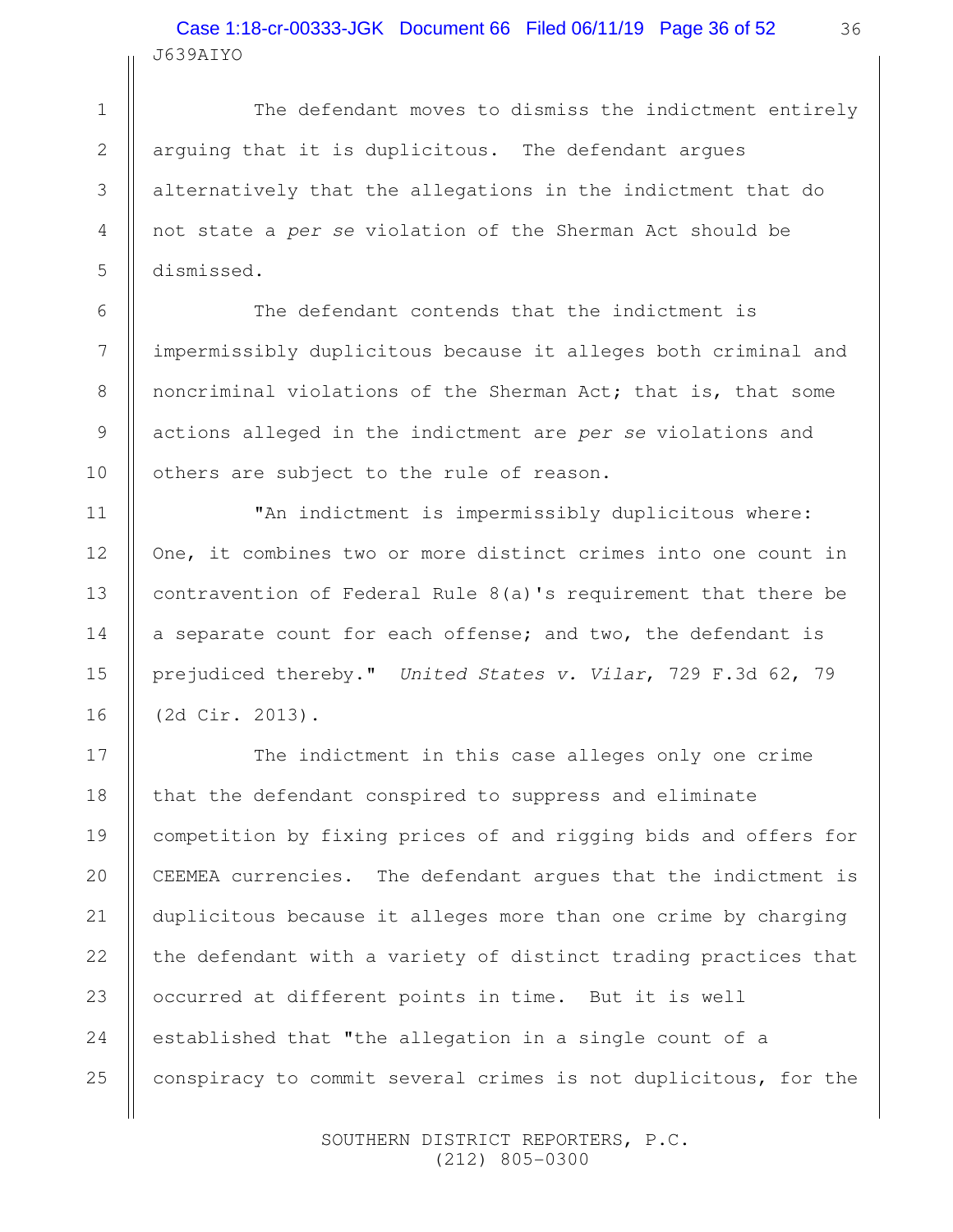The defendant moves to dismiss the indictment entirely arguing that it is duplicitous. The defendant argues alternatively that the allegations in the indictment that do not state a *per se* violation of the Sherman Act should be dismissed.

The defendant contends that the indictment is impermissibly duplicitous because it alleges both criminal and noncriminal violations of the Sherman Act; that is, that some actions alleged in the indictment are *per se* violations and others are subject to the rule of reason.

"An indictment is impermissibly duplicitous where: One, it combines two or more distinct crimes into one count in contravention of Federal Rule 8(a)'s requirement that there be a separate count for each offense; and two, the defendant is prejudiced thereby." *United States v. Vilar*, 729 F.3d 62, 79 (2d Cir. 2013).

The indictment in this case alleges only one crime that the defendant conspired to suppress and eliminate competition by fixing prices of and rigging bids and offers for CEEMEA currencies. The defendant argues that the indictment is duplicitous because it alleges more than one crime by charging the defendant with a variety of distinct trading practices that occurred at different points in time. But it is well established that "the allegation in a single count of a conspiracy to commit several crimes is not duplicitous, for the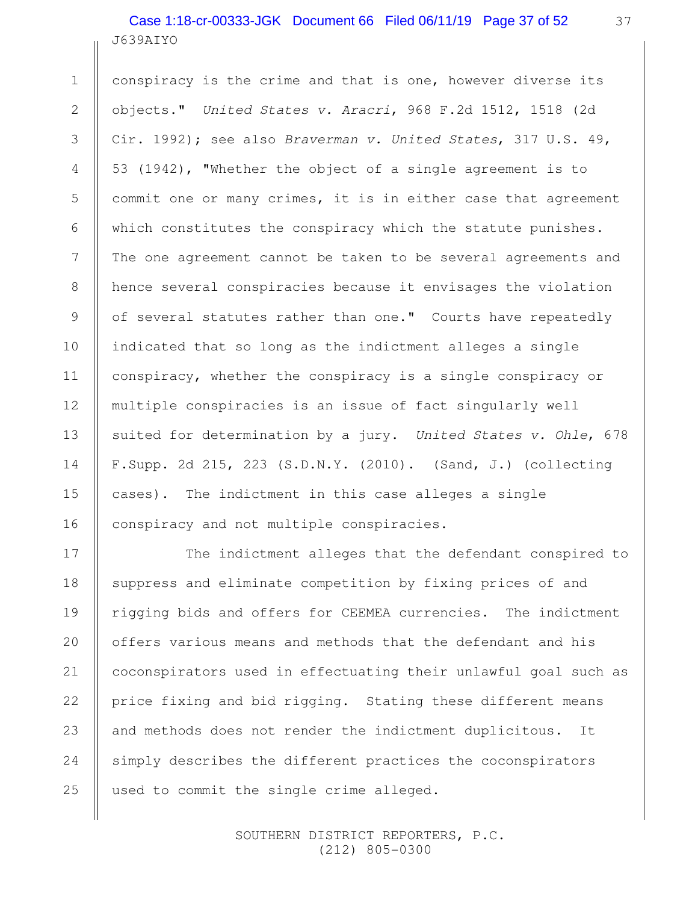conspiracy is the crime and that is one, however diverse its objects." *United States v. Aracri*, 968 F.2d 1512, 1518 (2d Cir. 1992); see also *Braverman v. United States*, 317 U.S. 49, 53 (1942), "Whether the object of a single agreement is to commit one or many crimes, it is in either case that agreement which constitutes the conspiracy which the statute punishes. The one agreement cannot be taken to be several agreements and hence several conspiracies because it envisages the violation of several statutes rather than one." Courts have repeatedly indicated that so long as the indictment alleges a single conspiracy, whether the conspiracy is a single conspiracy or multiple conspiracies is an issue of fact singularly well suited for determination by a jury. *United States v. Ohle*, 678 F.Supp. 2d 215, 223 (S.D.N.Y. (2010). (Sand, J.) (collecting cases). The indictment in this case alleges a single conspiracy and not multiple conspiracies.

The indictment alleges that the defendant conspired to suppress and eliminate competition by fixing prices of and rigging bids and offers for CEEMEA currencies. The indictment offers various means and methods that the defendant and his coconspirators used in effectuating their unlawful goal such as price fixing and bid rigging. Stating these different means and methods does not render the indictment duplicitous. It simply describes the different practices the coconspirators used to commit the single crime alleged.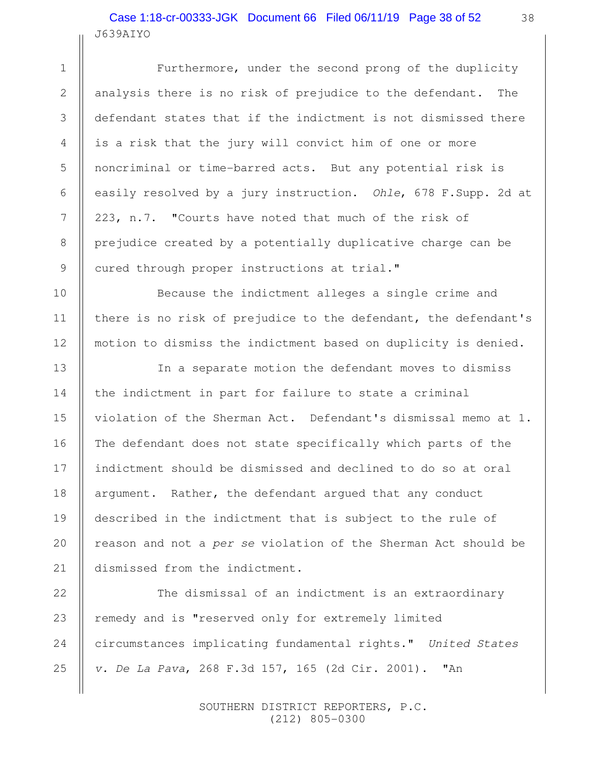Furthermore, under the second prong of the duplicity analysis there is no risk of prejudice to the defendant. The defendant states that if the indictment is not dismissed there is a risk that the jury will convict him of one or more noncriminal or time-barred acts. But any potential risk is easily resolved by a jury instruction. *Ohle*, 678 F.Supp. 2d at 223, n.7. "Courts have noted that much of the risk of prejudice created by a potentially duplicative charge can be cured through proper instructions at trial."

Because the indictment alleges a single crime and there is no risk of prejudice to the defendant, the defendant's motion to dismiss the indictment based on duplicity is denied.

In a separate motion the defendant moves to dismiss the indictment in part for failure to state a criminal violation of the Sherman Act. Defendant's dismissal memo at 1. The defendant does not state specifically which parts of the indictment should be dismissed and declined to do so at oral argument. Rather, the defendant argued that any conduct described in the indictment that is subject to the rule of reason and not a *per se* violation of the Sherman Act should be dismissed from the indictment.

The dismissal of an indictment is an extraordinary remedy and is "reserved only for extremely limited circumstances implicating fundamental rights." *United States v. De La Pava*, 268 F.3d 157, 165 (2d Cir. 2001). "An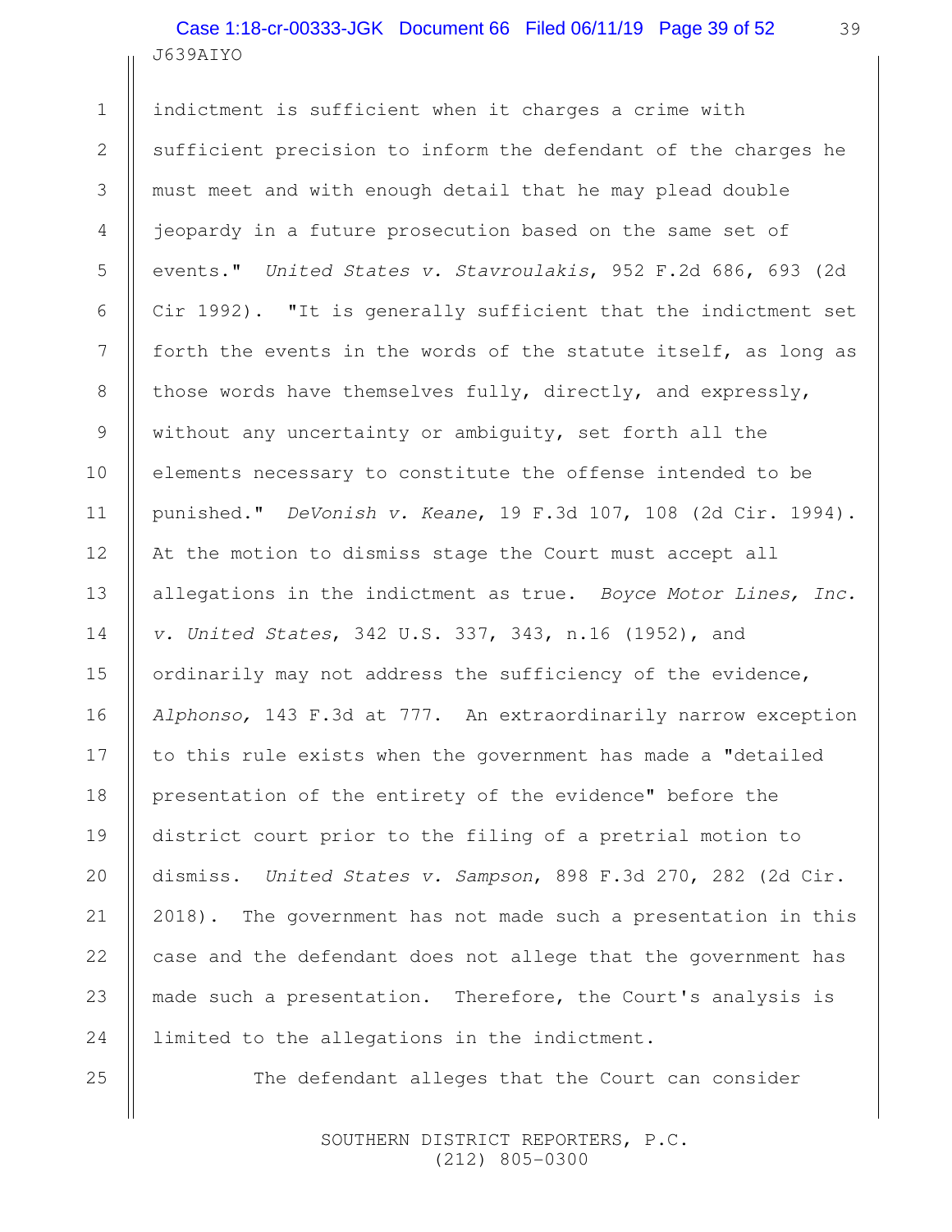indictment is sufficient when it charges a crime with sufficient precision to inform the defendant of the charges he must meet and with enough detail that he may plead double jeopardy in a future prosecution based on the same set of events." *United States v. Stavroulakis*, 952 F.2d 686, 693 (2d Cir 1992). "It is generally sufficient that the indictment set forth the events in the words of the statute itself, as long as those words have themselves fully, directly, and expressly, without any uncertainty or ambiguity, set forth all the elements necessary to constitute the offense intended to be punished." *DeVonish v. Keane*, 19 F.3d 107, 108 (2d Cir. 1994). At the motion to dismiss stage the Court must accept all allegations in the indictment as true. *Boyce Motor Lines, Inc. v. United States*, 342 U.S. 337, 343, n.16 (1952), and ordinarily may not address the sufficiency of the evidence, *Alphonso,* 143 F.3d at 777. An extraordinarily narrow exception to this rule exists when the government has made a "detailed presentation of the entirety of the evidence" before the district court prior to the filing of a pretrial motion to dismiss. *United States v. Sampson*, 898 F.3d 270, 282 (2d Cir. 2018). The government has not made such a presentation in this case and the defendant does not allege that the government has made such a presentation. Therefore, the Court's analysis is limited to the allegations in the indictment.

The defendant alleges that the Court can consider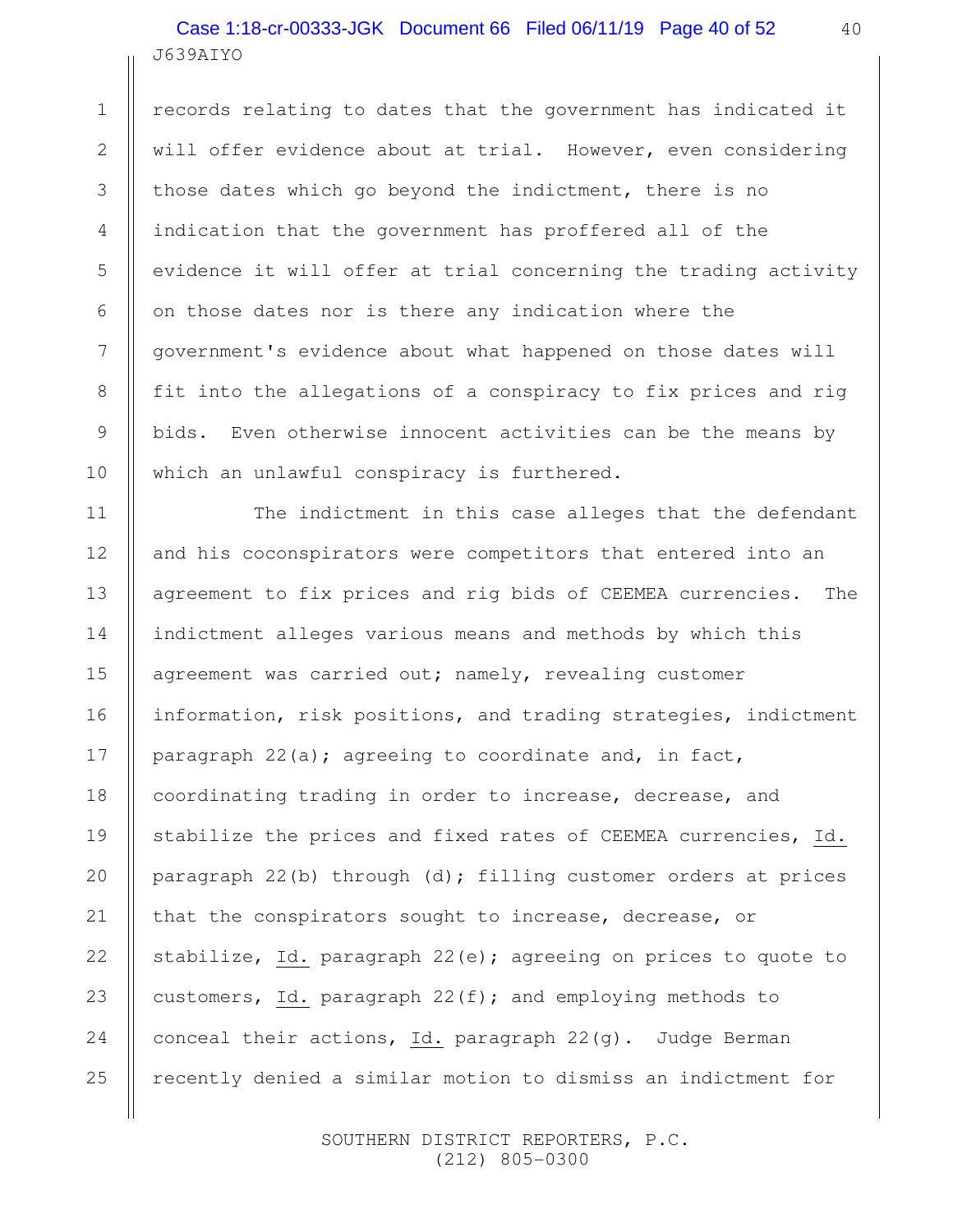records relating to dates that the government has indicated it will offer evidence about at trial. However, even considering those dates which go beyond the indictment, there is no indication that the government has proffered all of the evidence it will offer at trial concerning the trading activity on those dates nor is there any indication where the government's evidence about what happened on those dates will fit into the allegations of a conspiracy to fix prices and rig bids. Even otherwise innocent activities can be the means by which an unlawful conspiracy is furthered.

The indictment in this case alleges that the defendant and his coconspirators were competitors that entered into an agreement to fix prices and rig bids of CEEMEA currencies. The indictment alleges various means and methods by which this agreement was carried out; namely, revealing customer information, risk positions, and trading strategies, indictment paragraph 22(a); agreeing to coordinate and, in fact, coordinating trading in order to increase, decrease, and stabilize the prices and fixed rates of CEEMEA currencies, _Id._ paragraph 22(b) through (d); filling customer orders at prices that the conspirators sought to increase, decrease, or stabilize, _Id._ paragraph 22(e); agreeing on prices to quote to customers, _Id._ paragraph 22(f); and employing methods to conceal their actions, _Id._ paragraph 22(g). Judge Berman recently denied a similar motion to dismiss an indictment for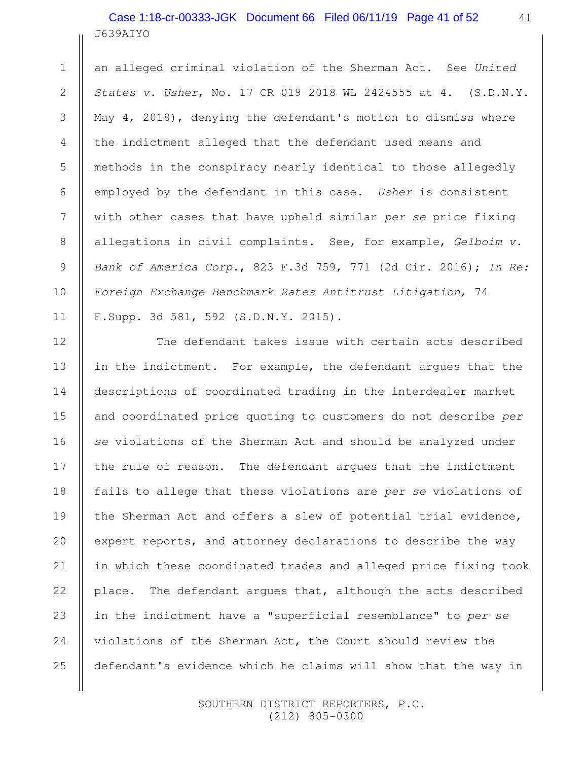an alleged criminal violation of the Sherman Act. See *United States v. Usher*, No. 17 CR 019 2018 WL 2424555 at 4. (S.D.N.Y. May 4, 2018), denying the defendant's motion to dismiss where the indictment alleged that the defendant used means and methods in the conspiracy nearly identical to those allegedly employed by the defendant in this case. *Usher* is consistent with other cases that have upheld similar *per se* price fixing allegations in civil complaints. See, for example, *Gelboim v. Bank of America Corp.*, 823 F.3d 759, 771 (2d Cir. 2016); *In Re: Foreign Exchange Benchmark Rates Antitrust Litigation,* 74 F.Supp. 3d 581, 592 (S.D.N.Y. 2015).

The defendant takes issue with certain acts described in the indictment. For example, the defendant argues that the descriptions of coordinated trading in the interdealer market and coordinated price quoting to customers do not describe *per se* violations of the Sherman Act and should be analyzed under the rule of reason. The defendant argues that the indictment fails to allege that these violations are *per se* violations of the Sherman Act and offers a slew of potential trial evidence, expert reports, and attorney declarations to describe the way in which these coordinated trades and alleged price fixing took place. The defendant argues that, although the acts described in the indictment have a "superficial resemblance" to *per se* violations of the Sherman Act, the Court should review the defendant's evidence which he claims will show that the way in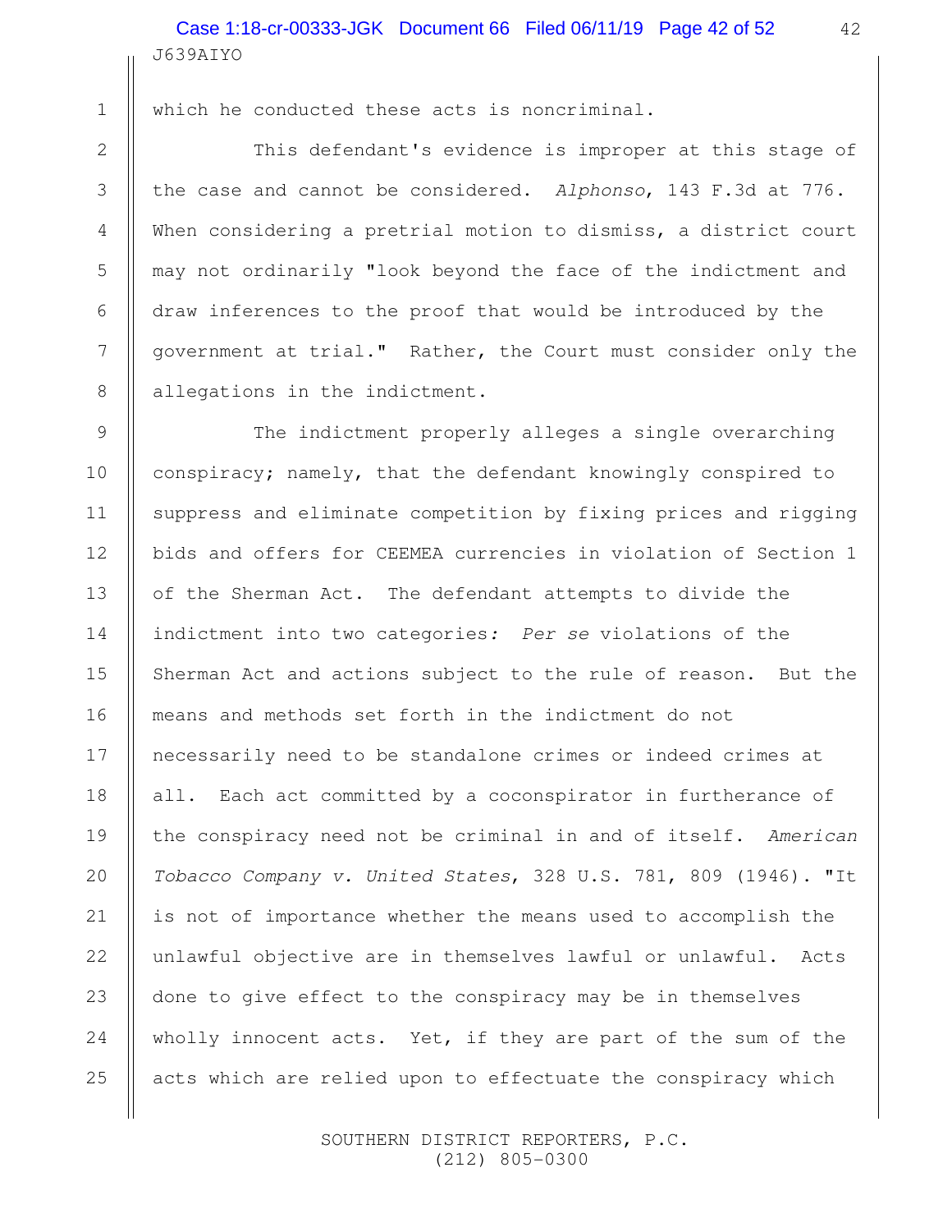which he conducted these acts is noncriminal.

This defendant's evidence is improper at this stage of the case and cannot be considered. *Alphonso*, 143 F.3d at 776. When considering a pretrial motion to dismiss, a district court may not ordinarily "look beyond the face of the indictment and draw inferences to the proof that would be introduced by the government at trial." Rather, the Court must consider only the allegations in the indictment.

The indictment properly alleges a single overarching conspiracy; namely, that the defendant knowingly conspired to suppress and eliminate competition by fixing prices and rigging bids and offers for CEEMEA currencies in violation of Section 1 of the Sherman Act. The defendant attempts to divide the indictment into two categories: *Per se* violations of the Sherman Act and actions subject to the rule of reason. But the means and methods set forth in the indictment do not necessarily need to be standalone crimes or indeed crimes at all. Each act committed by a coconspirator in furtherance of the conspiracy need not be criminal in and of itself. *American Tobacco Company v. United States*, 328 U.S. 781, 809 (1946). "It is not of importance whether the means used to accomplish the unlawful objective are in themselves lawful or unlawful. Acts done to give effect to the conspiracy may be in themselves wholly innocent acts. Yet, if they are part of the sum of the acts which are relied upon to effectuate the conspiracy which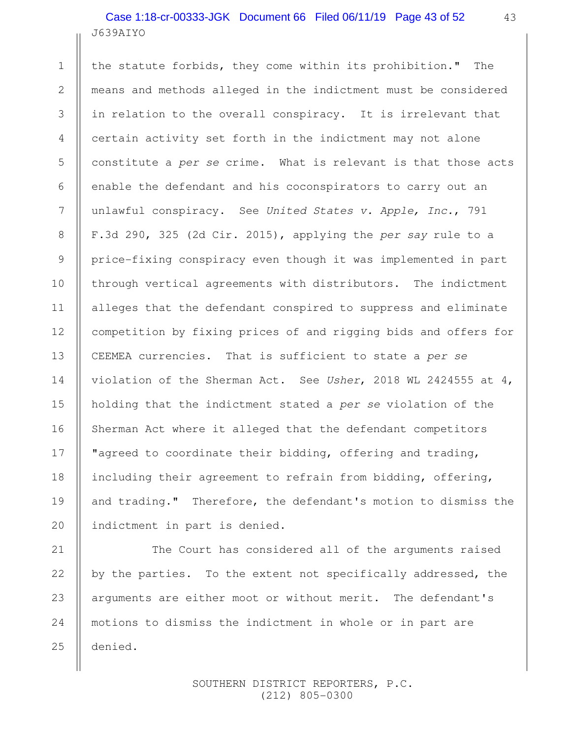the statute forbids, they come within its prohibition." The means and methods alleged in the indictment must be considered in relation to the overall conspiracy. It is irrelevant that certain activity set forth in the indictment may not alone constitute a *per se* crime. What is relevant is that those acts enable the defendant and his coconspirators to carry out an unlawful conspiracy. See *United States v. Apple, Inc.*, 791 F.3d 290, 325 (2d Cir. 2015), applying the *per say* rule to a price-fixing conspiracy even though it was implemented in part through vertical agreements with distributors. The indictment alleges that the defendant conspired to suppress and eliminate competition by fixing prices of and rigging bids and offers for CEEMEA currencies. That is sufficient to state a *per se* violation of the Sherman Act. See *Usher*, 2018 WL 2424555 at 4, holding that the indictment stated a *per se* violation of the Sherman Act where it alleged that the defendant competitors "agreed to coordinate their bidding, offering and trading, including their agreement to refrain from bidding, offering, and trading." Therefore, the defendant's motion to dismiss the indictment in part is denied.

The Court has considered all of the arguments raised by the parties. To the extent not specifically addressed, the arguments are either moot or without merit. The defendant's motions to dismiss the indictment in whole or in part are denied.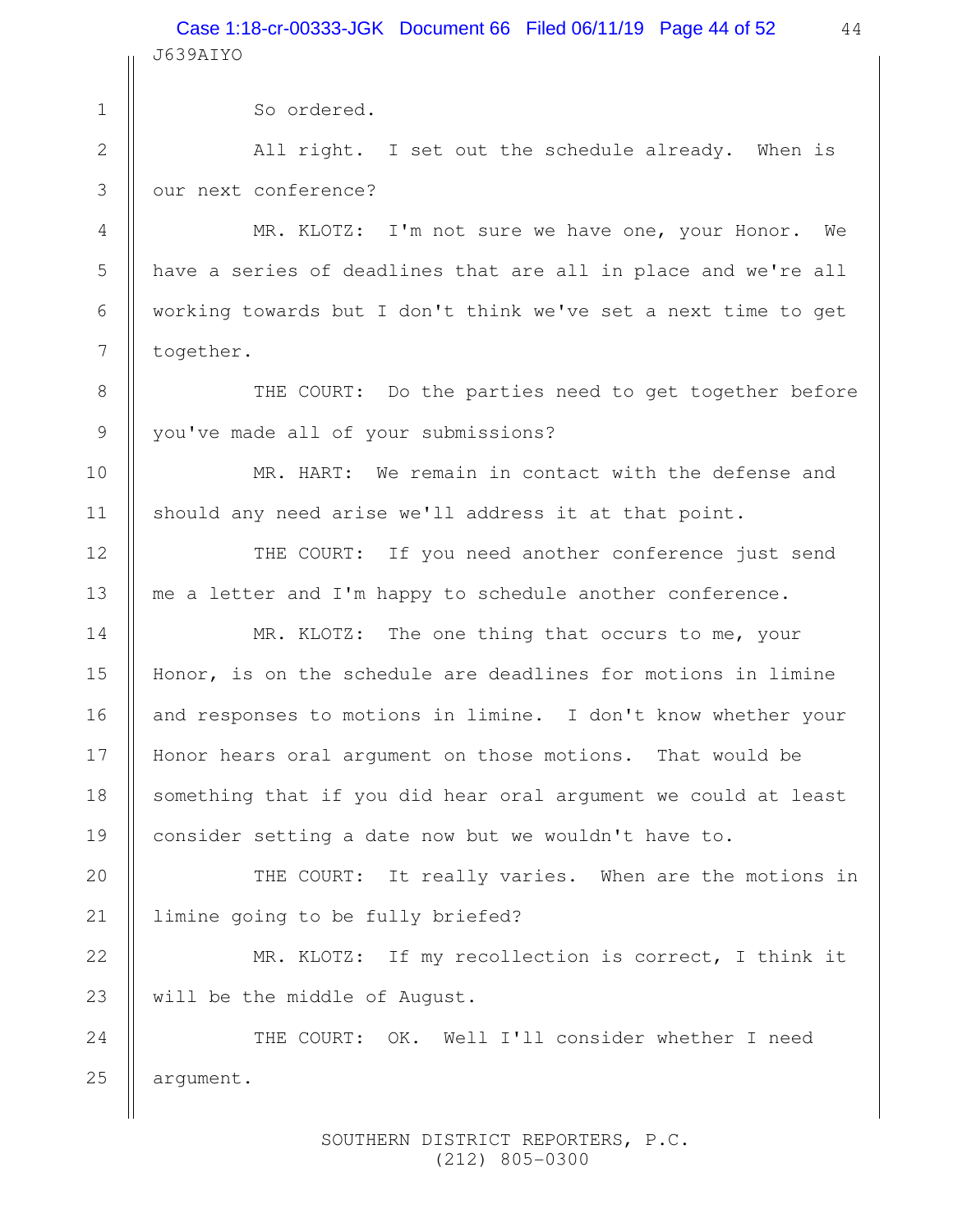So ordered.

All right. I set out the schedule already. When is our next conference?

MR. KLOTZ: I'm not sure we have one, your Honor. We have a series of deadlines that are all in place and we're all working towards but I don't think we've set a next time to get together.

THE COURT: Do the parties need to get together before you've made all of your submissions?

MR. HART: We remain in contact with the defense and should any need arise we'll address it at that point.

THE COURT: If you need another conference just send me a letter and I'm happy to schedule another conference.

MR. KLOTZ: The one thing that occurs to me, your Honor, is on the schedule are deadlines for motions in limine and responses to motions in limine. I don't know whether your Honor hears oral argument on those motions. That would be something that if you did hear oral argument we could at least consider setting a date now but we wouldn't have to.

THE COURT: It really varies. When are the motions in limine going to be fully briefed?

MR. KLOTZ: If my recollection is correct, I think it will be the middle of August.

THE COURT: OK. Well I'll consider whether I need argument.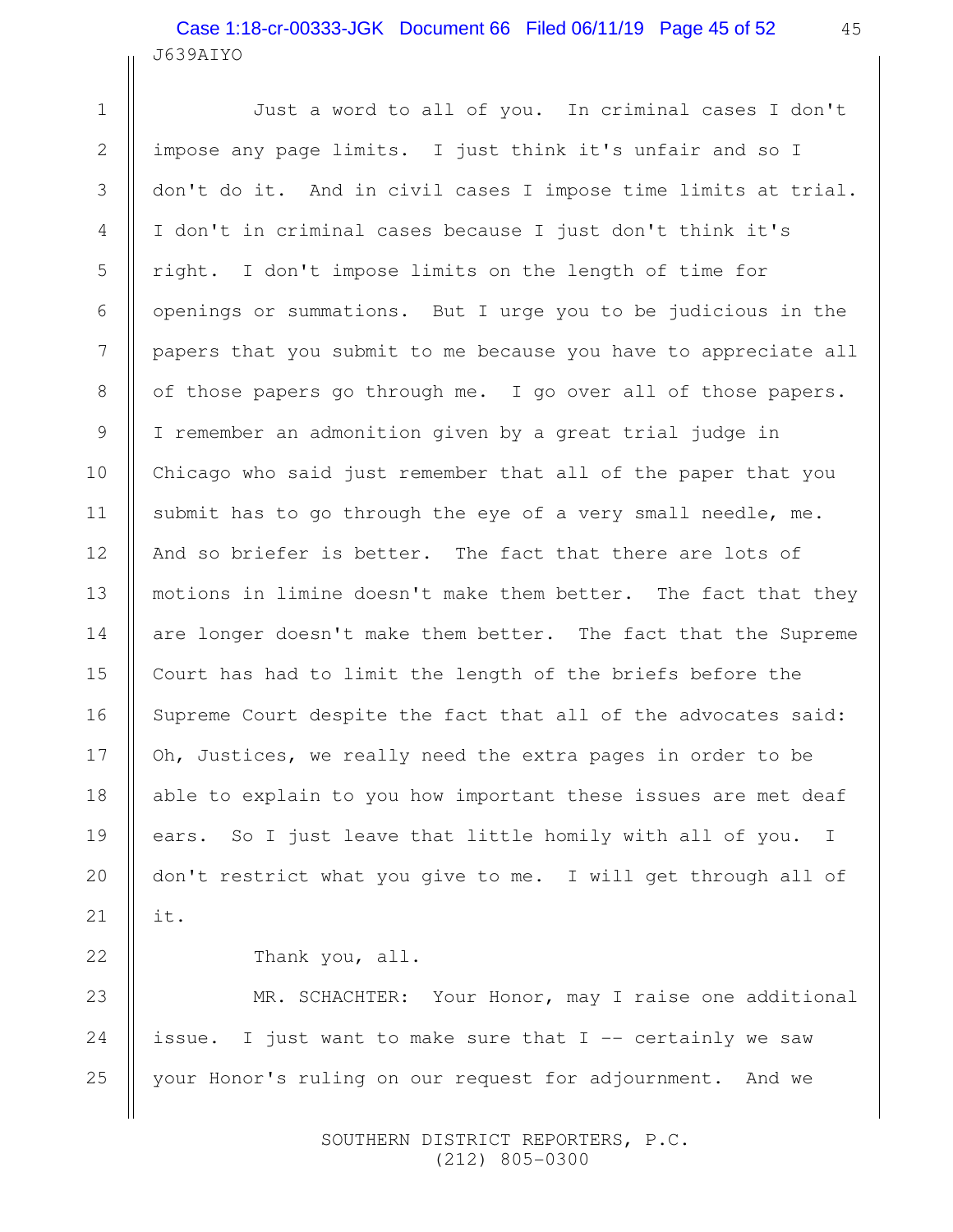J639AIYO

Just a word to all of you. In criminal cases I don't impose any page limits. I just think it's unfair and so I don't do it. And in civil cases I impose time limits at trial. I don't in criminal cases because I just don't think it's right. I don't impose limits on the length of time for openings or summations. But I urge you to be judicious in the papers that you submit to me because you have to appreciate all of those papers go through me. I go over all of those papers. I remember an admonition given by a great trial judge in Chicago who said just remember that all of the paper that you submit has to go through the eye of a very small needle, me. And so briefer is better. The fact that there are lots of motions in limine doesn't make them better. The fact that they are longer doesn't make them better. The fact that the Supreme Court has had to limit the length of the briefs before the Supreme Court despite the fact that all of the advocates said: Oh, Justices, we really need the extra pages in order to be able to explain to you how important these issues are met deaf ears. So I just leave that little homily with all of you. I don't restrict what you give to me. I will get through all of it.

Thank you, all.

MR. SCHACHTER: Your Honor, may I raise one additional issue. I just want to make sure that I -- certainly we saw your Honor's ruling on our request for adjournment. And we

SOUTHERN DISTRICT REPORTERS, P.C.
(212) 805-0300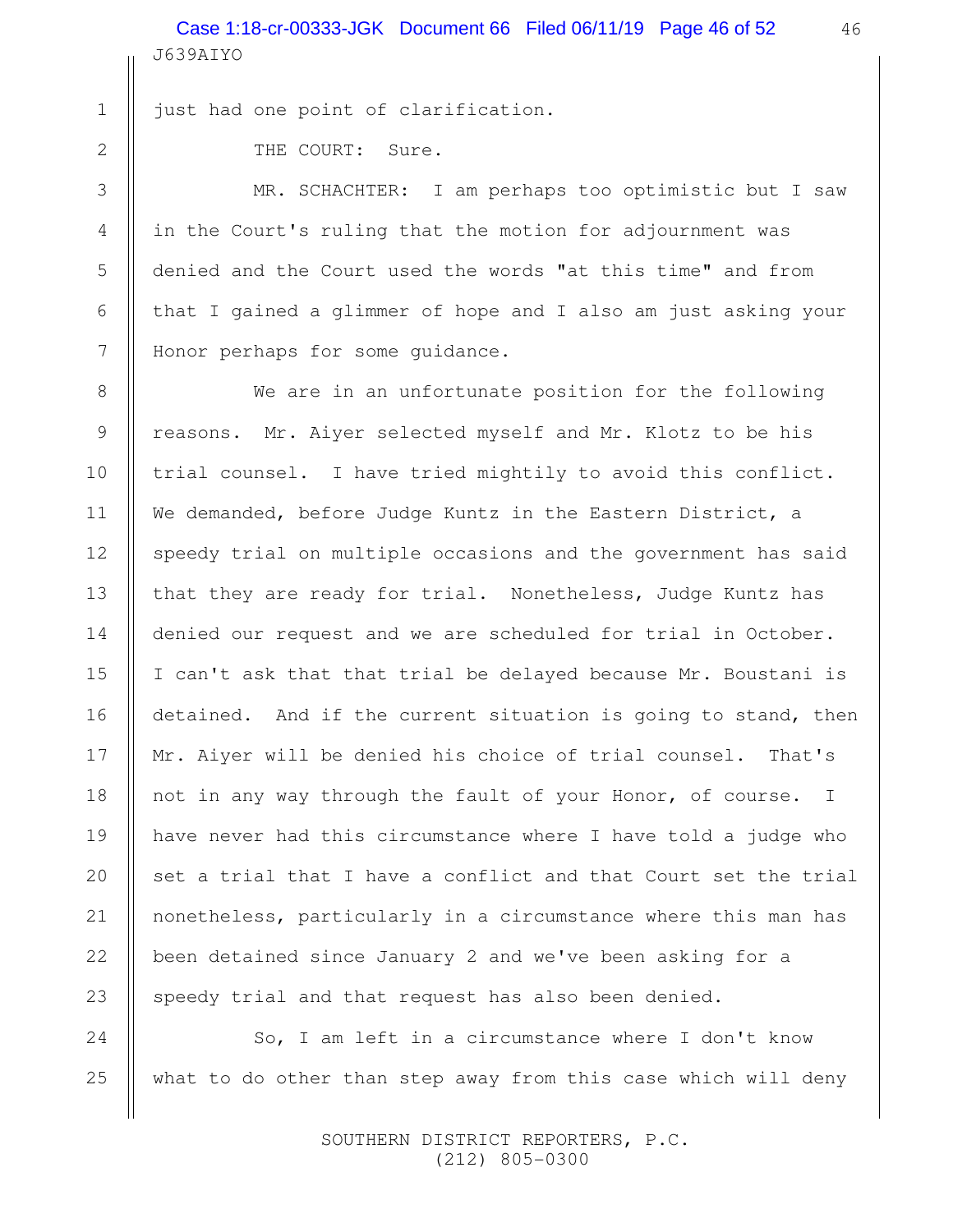just had one point of clarification.

THE COURT: Sure.

MR. SCHACHTER: I am perhaps too optimistic but I saw in the Court's ruling that the motion for adjournment was denied and the Court used the words "at this time" and from that I gained a glimmer of hope and I also am just asking your Honor perhaps for some guidance.

We are in an unfortunate position for the following reasons. Mr. Aiyer selected myself and Mr. Klotz to be his trial counsel. I have tried mightily to avoid this conflict. We demanded, before Judge Kuntz in the Eastern District, a speedy trial on multiple occasions and the government has said that they are ready for trial. Nonetheless, Judge Kuntz has denied our request and we are scheduled for trial in October. I can't ask that that trial be delayed because Mr. Boustani is detained. And if the current situation is going to stand, then Mr. Aiyer will be denied his choice of trial counsel. That's not in any way through the fault of your Honor, of course. I have never had this circumstance where I have told a judge who set a trial that I have a conflict and that Court set the trial nonetheless, particularly in a circumstance where this man has been detained since January 2 and we've been asking for a speedy trial and that request has also been denied.

So, I am left in a circumstance where I don't know what to do other than step away from this case which will deny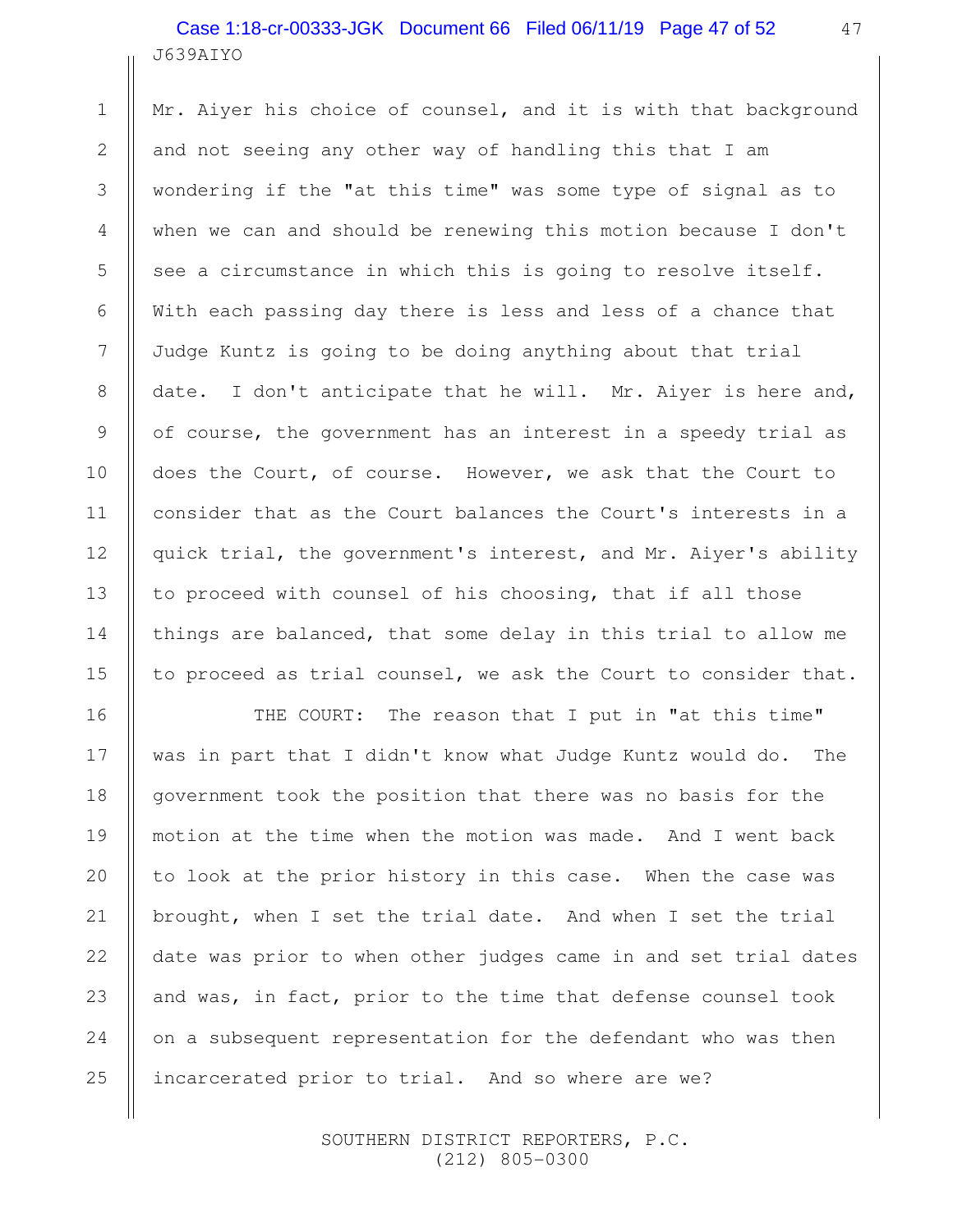Mr. Aiyer his choice of counsel, and it is with that background and not seeing any other way of handling this that I am wondering if the "at this time" was some type of signal as to when we can and should be renewing this motion because I don't see a circumstance in which this is going to resolve itself. With each passing day there is less and less of a chance that Judge Kuntz is going to be doing anything about that trial date. I don't anticipate that he will. Mr. Aiyer is here and, of course, the government has an interest in a speedy trial as does the Court, of course. However, we ask that the Court to consider that as the Court balances the Court's interests in a quick trial, the government's interest, and Mr. Aiyer's ability to proceed with counsel of his choosing, that if all those things are balanced, that some delay in this trial to allow me to proceed as trial counsel, we ask the Court to consider that.

THE COURT: The reason that I put in "at this time" was in part that I didn't know what Judge Kuntz would do. The government took the position that there was no basis for the motion at the time when the motion was made. And I went back to look at the prior history in this case. When the case was brought, when I set the trial date. And when I set the trial date was prior to when other judges came in and set trial dates and was, in fact, prior to the time that defense counsel took on a subsequent representation for the defendant who was then incarcerated prior to trial. And so where are we?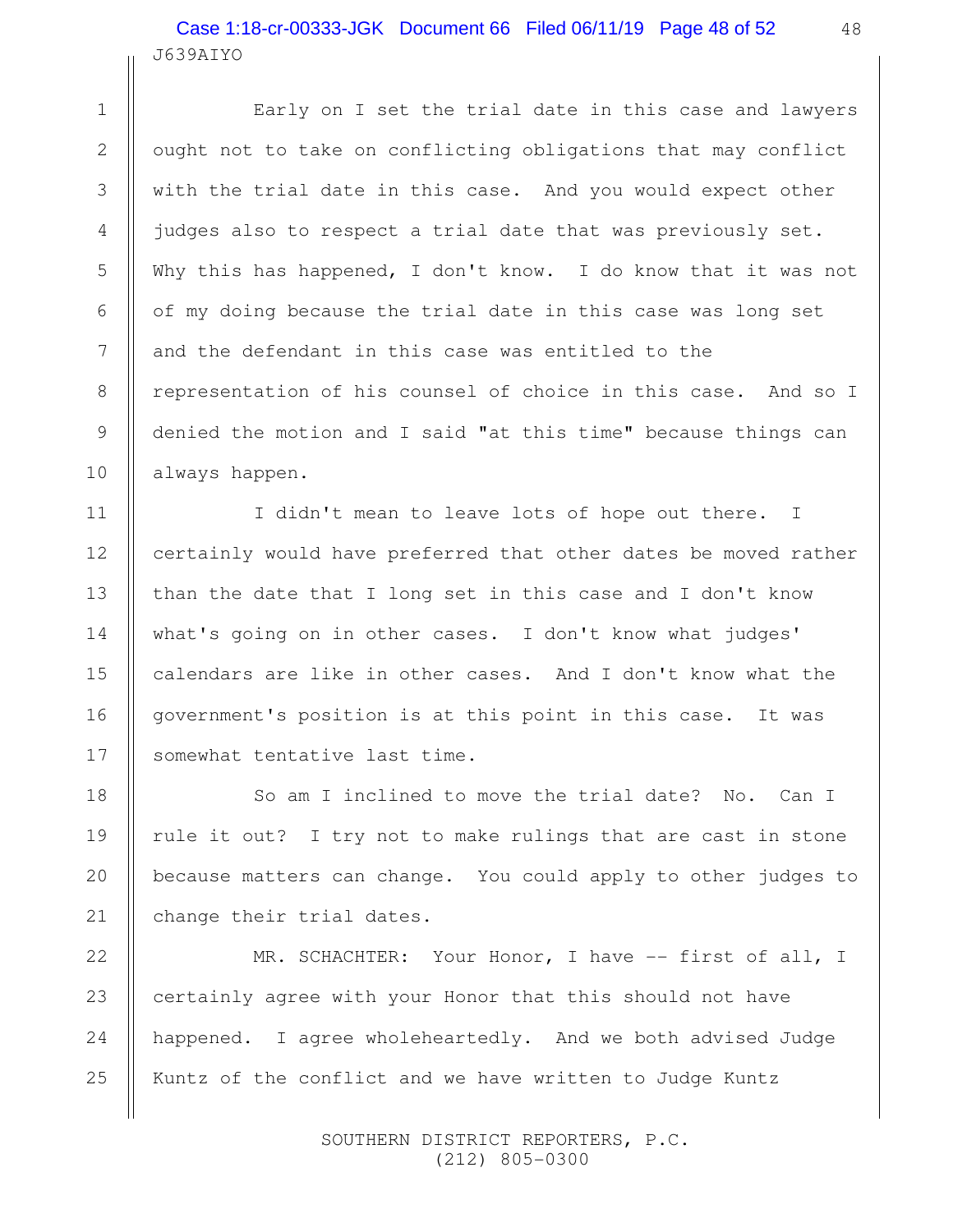Early on I set the trial date in this case and lawyers ought not to take on conflicting obligations that may conflict with the trial date in this case. And you would expect other judges also to respect a trial date that was previously set. Why this has happened, I don't know. I do know that it was not of my doing because the trial date in this case was long set and the defendant in this case was entitled to the representation of his counsel of choice in this case. And so I denied the motion and I said "at this time" because things can always happen.

I didn't mean to leave lots of hope out there. I certainly would have preferred that other dates be moved rather than the date that I long set in this case and I don't know what's going on in other cases. I don't know what judges' calendars are like in other cases. And I don't know what the government's position is at this point in this case. It was somewhat tentative last time.

So am I inclined to move the trial date? No. Can I rule it out? I try not to make rulings that are cast in stone because matters can change. You could apply to other judges to change their trial dates.

MR. SCHACHTER: Your Honor, I have -- first of all, I certainly agree with your Honor that this should not have happened. I agree wholeheartedly. And we both advised Judge Kuntz of the conflict and we have written to Judge Kuntz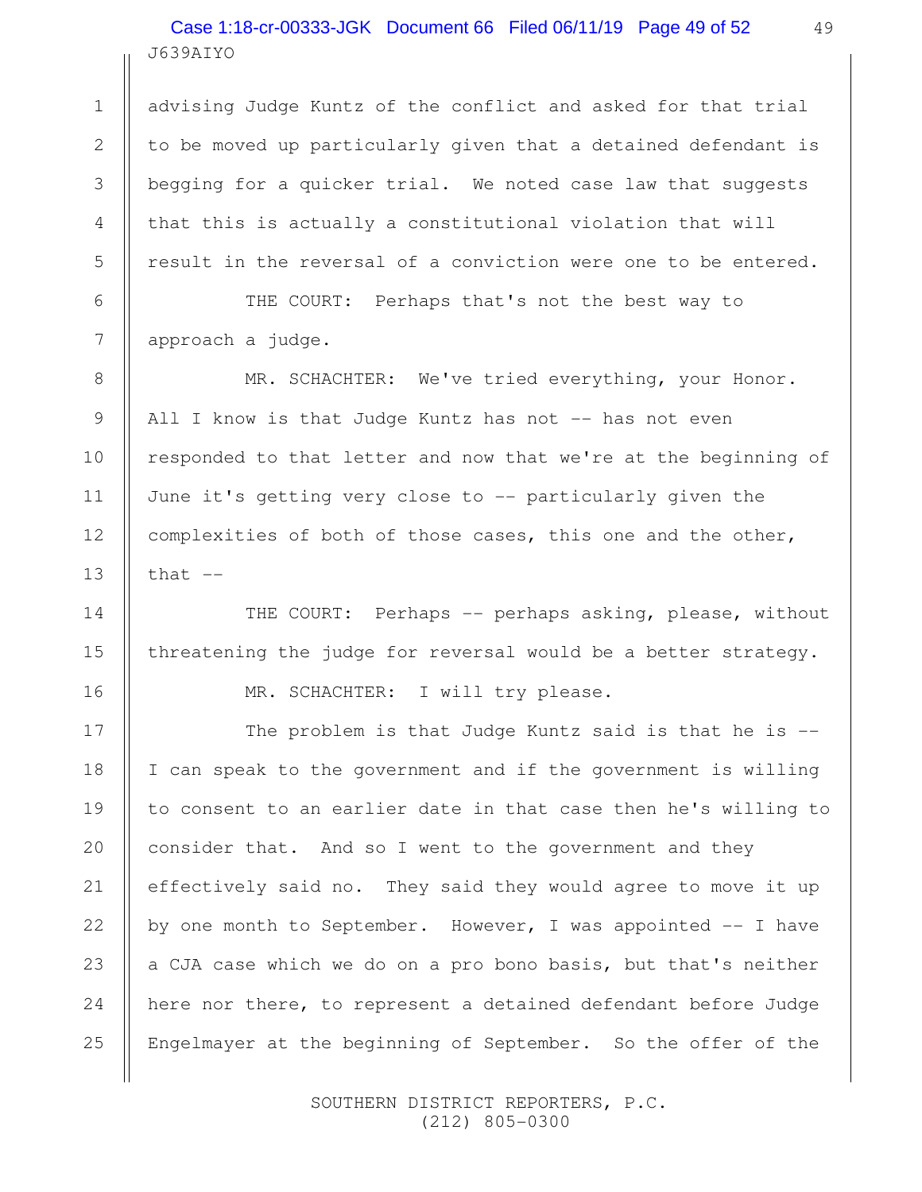advising Judge Kuntz of the conflict and asked for that trial to be moved up particularly given that a detained defendant is begging for a quicker trial. We noted case law that suggests that this is actually a constitutional violation that will result in the reversal of a conviction were one to be entered.

THE COURT: Perhaps that's not the best way to approach a judge.

MR. SCHACHTER: We've tried everything, your Honor. All I know is that Judge Kuntz has not -- has not even responded to that letter and now that we're at the beginning of June it's getting very close to -- particularly given the complexities of both of those cases, this one and the other, that --

THE COURT: Perhaps -- perhaps asking, please, without threatening the judge for reversal would be a better strategy.

MR. SCHACHTER: I will try please.

The problem is that Judge Kuntz said is that he is -- I can speak to the government and if the government is willing to consent to an earlier date in that case then he's willing to consider that. And so I went to the government and they effectively said no. They said they would agree to move it up by one month to September. However, I was appointed -- I have a CJA case which we do on a pro bono basis, but that's neither here nor there, to represent a detained defendant before Judge Engelmayer at the beginning of September. So the offer of the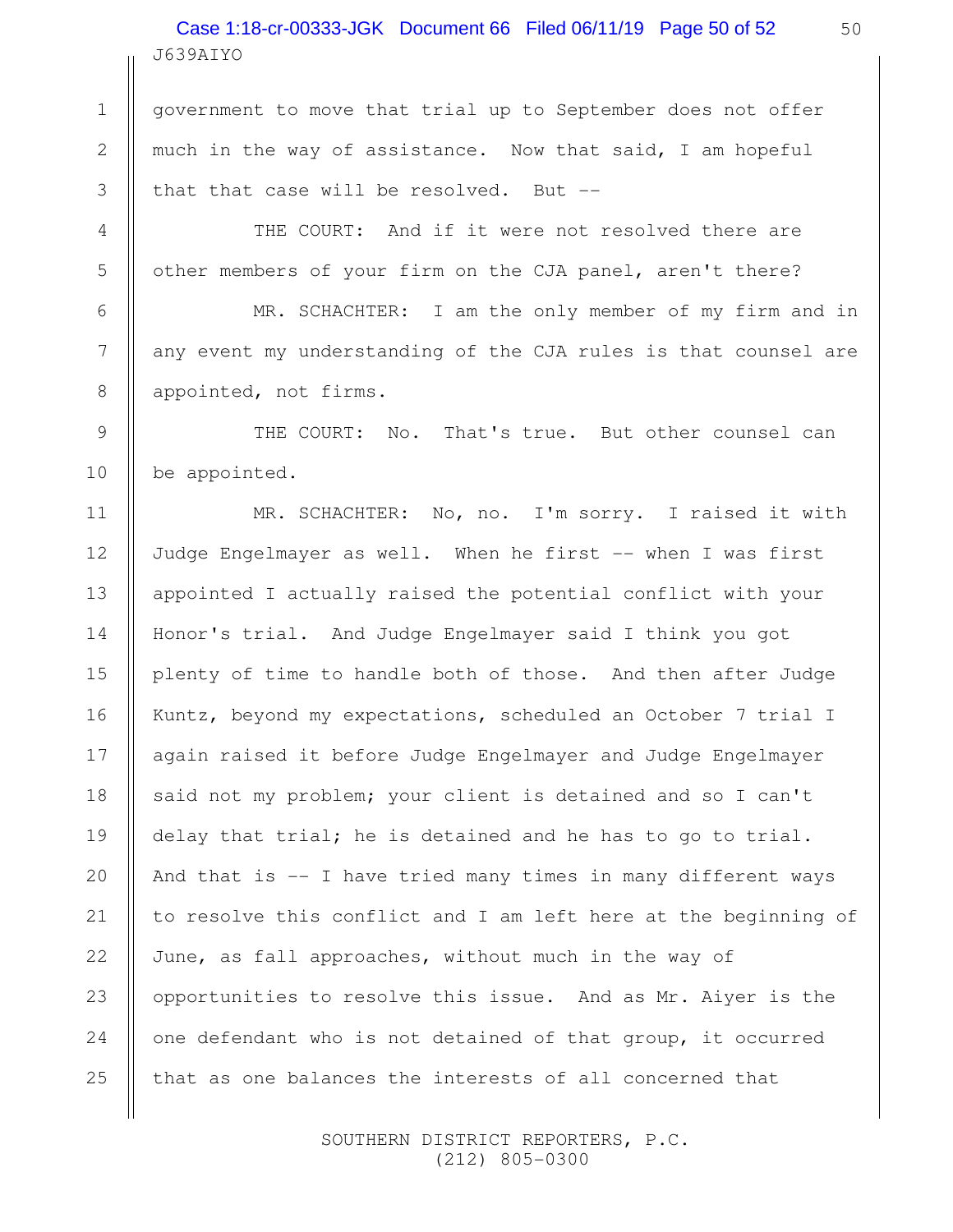government to move that trial up to September does not offer much in the way of assistance. Now that said, I am hopeful that that case will be resolved. But --

THE COURT: And if it were not resolved there are other members of your firm on the CJA panel, aren't there?

MR. SCHACHTER: I am the only member of my firm and in any event my understanding of the CJA rules is that counsel are appointed, not firms.

THE COURT: No. That's true. But other counsel can be appointed.

MR. SCHACHTER: No, no. I'm sorry. I raised it with Judge Engelmayer as well. When he first -- when I was first appointed I actually raised the potential conflict with your Honor's trial. And Judge Engelmayer said I think you got plenty of time to handle both of those. And then after Judge Kuntz, beyond my expectations, scheduled an October 7 trial I again raised it before Judge Engelmayer and Judge Engelmayer said not my problem; your client is detained and so I can't delay that trial; he is detained and he has to go to trial. And that is -- I have tried many times in many different ways to resolve this conflict and I am left here at the beginning of June, as fall approaches, without much in the way of opportunities to resolve this issue. And as Mr. Aiyer is the one defendant who is not detained of that group, it occurred that as one balances the interests of all concerned that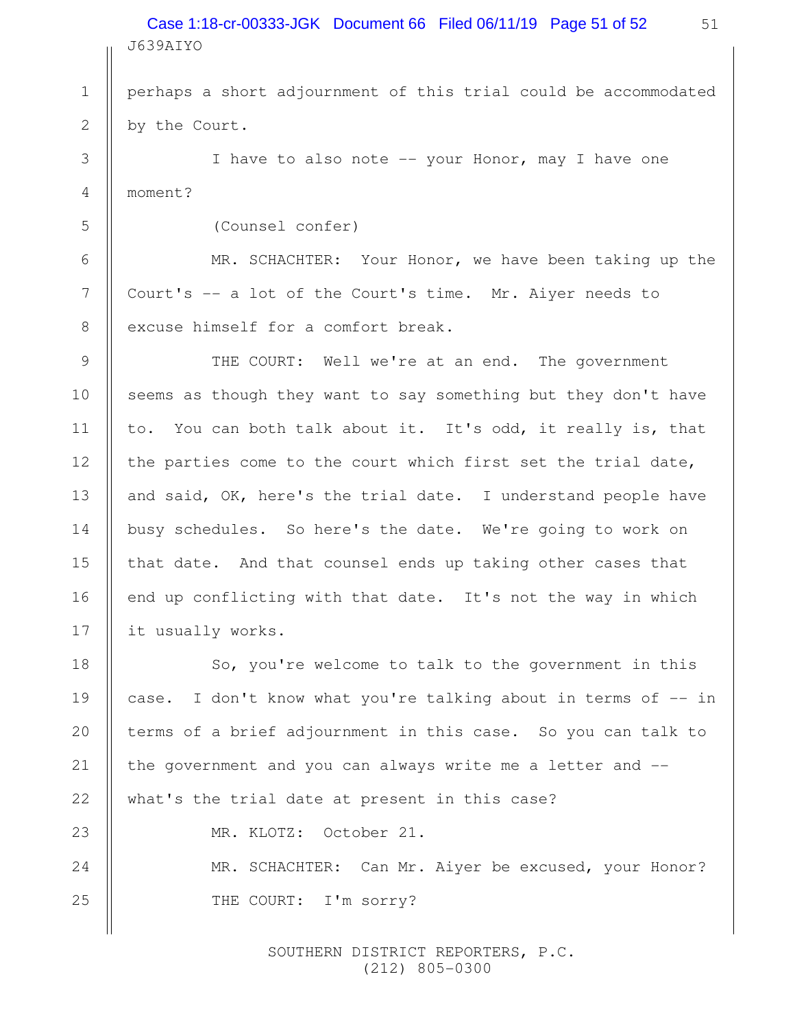perhaps a short adjournment of this trial could be accommodated by the Court.

I have to also note -- your Honor, may I have one moment?

(Counsel confer)

MR. SCHACHTER: Your Honor, we have been taking up the Court's -- a lot of the Court's time. Mr. Aiyer needs to excuse himself for a comfort break.

THE COURT: Well we're at an end. The government seems as though they want to say something but they don't have to. You can both talk about it. It's odd, it really is, that the parties come to the court which first set the trial date, and said, OK, here's the trial date. I understand people have busy schedules. So here's the date. We're going to work on that date. And that counsel ends up taking other cases that end up conflicting with that date. It's not the way in which it usually works.

So, you're welcome to talk to the government in this case. I don't know what you're talking about in terms of -- in terms of a brief adjournment in this case. So you can talk to the government and you can always write me a letter and -- what's the trial date at present in this case?

MR. KLOTZ: October 21.

MR. SCHACHTER: Can Mr. Aiyer be excused, your Honor?

THE COURT: I'm sorry?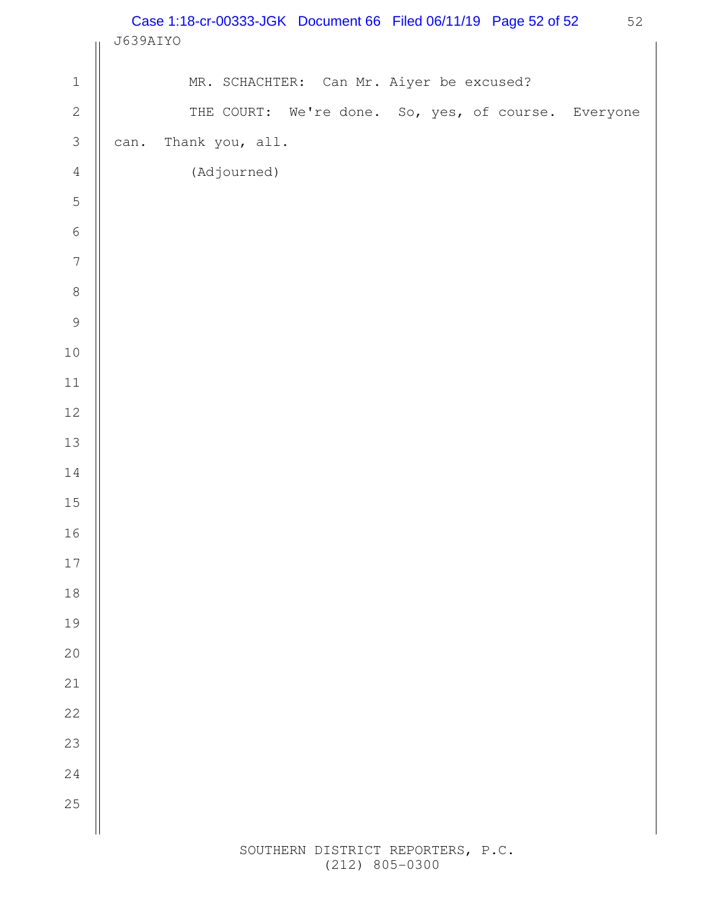MR. SCHACHTER: Can Mr. Aiyer be excused?

THE COURT: We're done. So, yes, of course. Everyone can. Thank you, all.

(Adjourned)